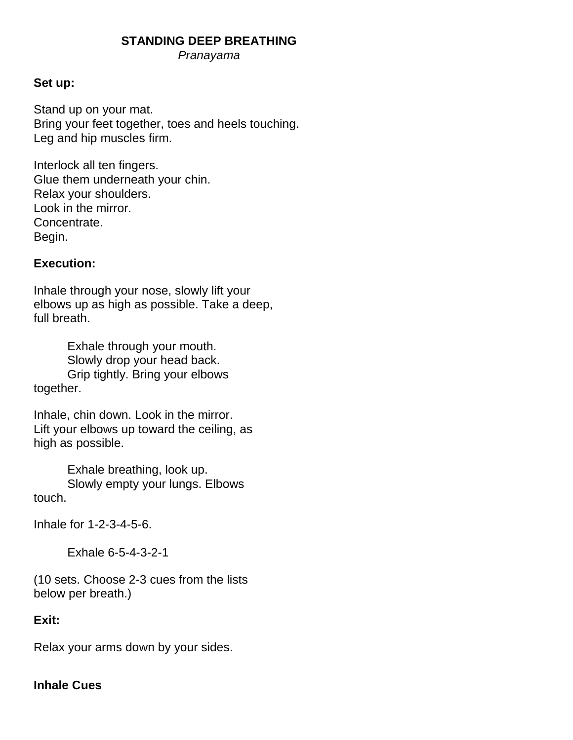# STANDING DEEP BREATHING

*Pranayama*

**Set up:**

Stand up on your mat.
Bring your feet together, toes and heels touching.
Leg and hip muscles firm.

Interlock all ten fingers.
Glue them underneath your chin.
Relax your shoulders.
Look in the mirror.
Concentrate.
Begin.

**Execution:**

Inhale through your nose, slowly lift your elbows up as high as possible. Take a deep, full breath.

> Exhale through your mouth.
> Slowly drop your head back.
> Grip tightly. Bring your elbows together.

Inhale, chin down. Look in the mirror.
Lift your elbows up toward the ceiling, as high as possible.

> Exhale breathing, look up.
> Slowly empty your lungs. Elbows touch.

Inhale for 1-2-3-4-5-6.

> Exhale 6-5-4-3-2-1

(10 sets. Choose 2-3 cues from the lists below per breath.)

**Exit:**

Relax your arms down by your sides.

**Inhale Cues**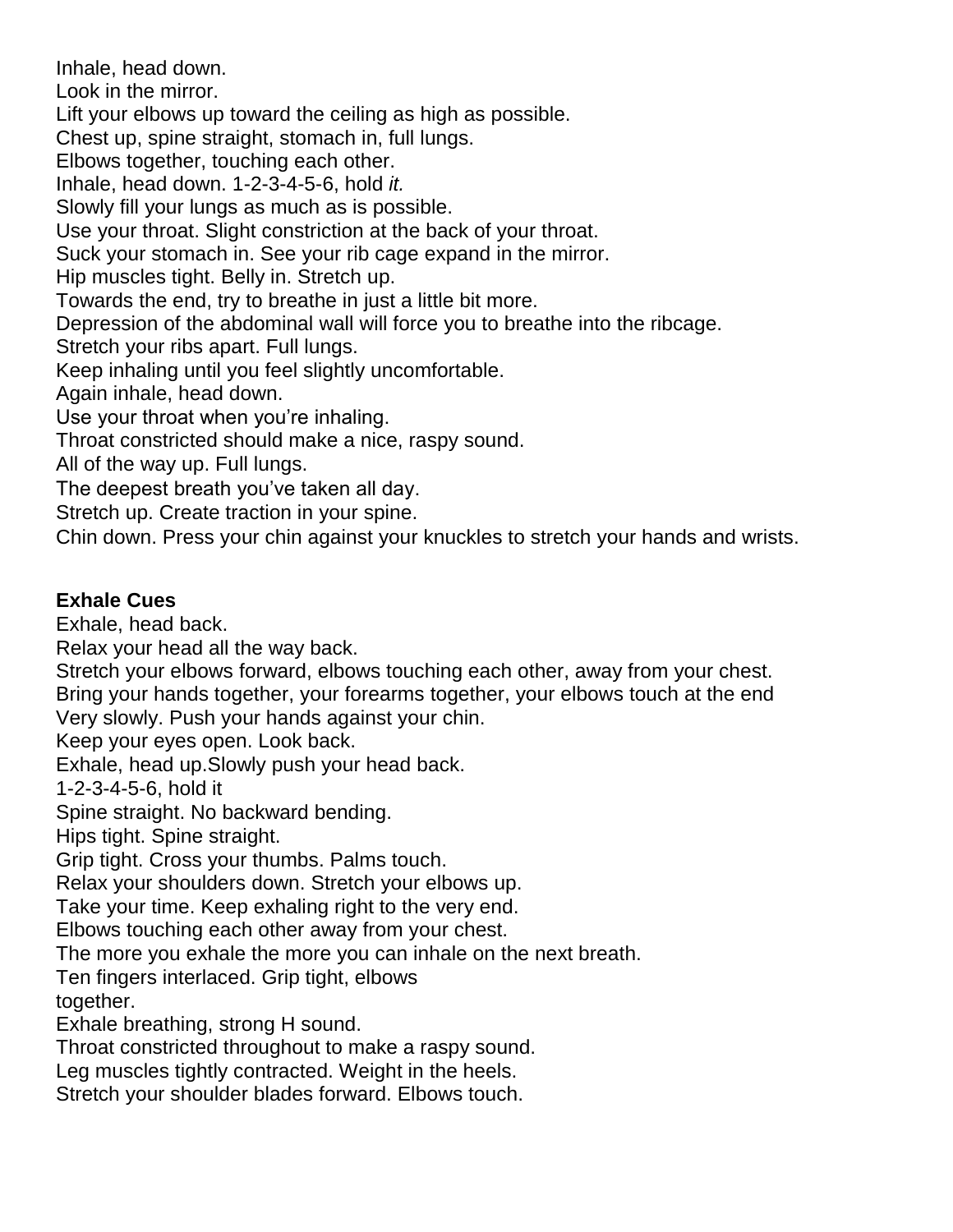Inhale, head down.
Look in the mirror.
Lift your elbows up toward the ceiling as high as possible.
Chest up, spine straight, stomach in, full lungs.
Elbows together, touching each other.
Inhale, head down. 1-2-3-4-5-6, hold *it.*
Slowly fill your lungs as much as is possible.
Use your throat. Slight constriction at the back of your throat.
Suck your stomach in. See your rib cage expand in the mirror.
Hip muscles tight. Belly in. Stretch up.
Towards the end, try to breathe in just a little bit more.
Depression of the abdominal wall will force you to breathe into the ribcage.
Stretch your ribs apart. Full lungs.
Keep inhaling until you feel slightly uncomfortable.
Again inhale, head down.
Use your throat when you're inhaling.
Throat constricted should make a nice, raspy sound.
All of the way up. Full lungs.
The deepest breath you've taken all day.
Stretch up. Create traction in your spine.
Chin down. Press your chin against your knuckles to stretch your hands and wrists.

**Exhale Cues**

Exhale, head back.
Relax your head all the way back.
Stretch your elbows forward, elbows touching each other, away from your chest.
Bring your hands together, your forearms together, your elbows touch at the end
Very slowly. Push your hands against your chin.
Keep your eyes open. Look back.
Exhale, head up.Slowly push your head back.
1-2-3-4-5-6, hold it
Spine straight. No backward bending.
Hips tight. Spine straight.
Grip tight. Cross your thumbs. Palms touch.
Relax your shoulders down. Stretch your elbows up.
Take your time. Keep exhaling right to the very end.
Elbows touching each other away from your chest.
The more you exhale the more you can inhale on the next breath.
Ten fingers interlaced. Grip tight, elbows
together.
Exhale breathing, strong H sound.
Throat constricted throughout to make a raspy sound.
Leg muscles tightly contracted. Weight in the heels.
Stretch your shoulder blades forward. Elbows touch.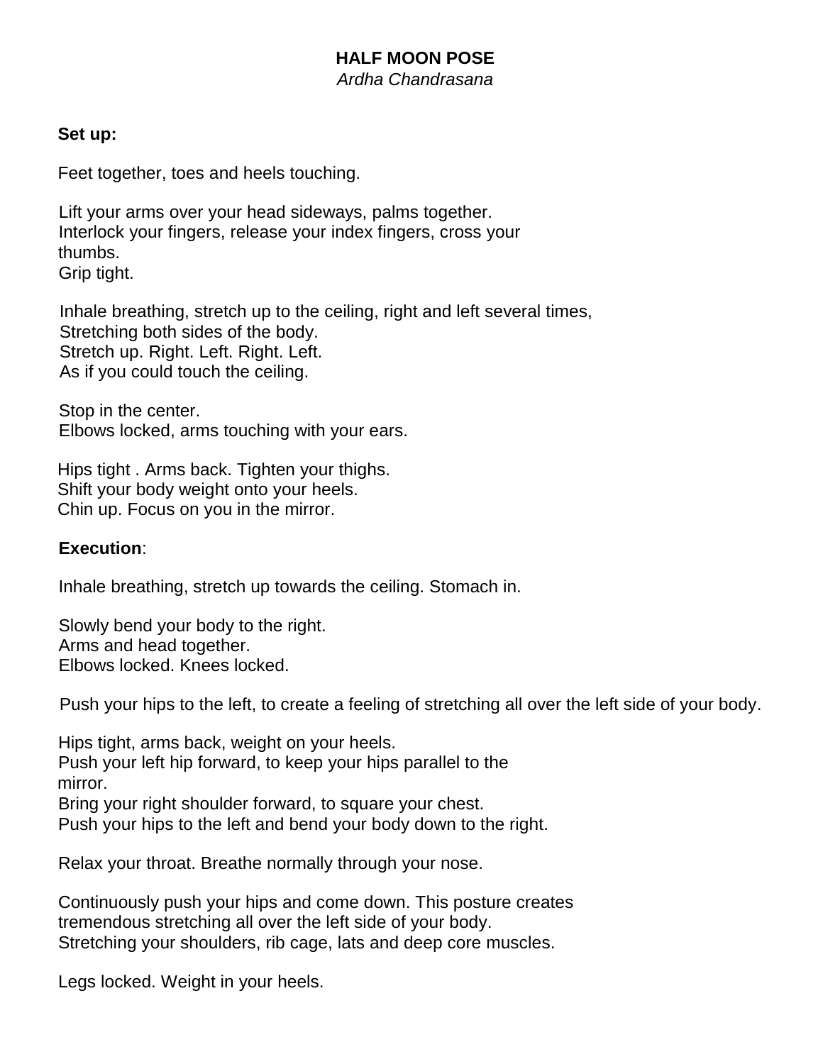# HALF MOON POSE

*Ardha Chandrasana*

**Set up:**

Feet together, toes and heels touching.

Lift your arms over your head sideways, palms together.
Interlock your fingers, release your index fingers, cross your thumbs.
Grip tight.

Inhale breathing, stretch up to the ceiling, right and left several times,
Stretching both sides of the body.
Stretch up. Right. Left. Right. Left.
As if you could touch the ceiling.

Stop in the center.
Elbows locked, arms touching with your ears.

Hips tight . Arms back. Tighten your thighs.
Shift your body weight onto your heels.
Chin up. Focus on you in the mirror.

**Execution**:

Inhale breathing, stretch up towards the ceiling. Stomach in.

Slowly bend your body to the right.
Arms and head together.
Elbows locked. Knees locked.

Push your hips to the left, to create a feeling of stretching all over the left side of your body.

Hips tight, arms back, weight on your heels.
Push your left hip forward, to keep your hips parallel to the mirror.
Bring your right shoulder forward, to square your chest.
Push your hips to the left and bend your body down to the right.

Relax your throat. Breathe normally through your nose.

Continuously push your hips and come down. This posture creates tremendous stretching all over the left side of your body.
Stretching your shoulders, rib cage, lats and deep core muscles.

Legs locked. Weight in your heels.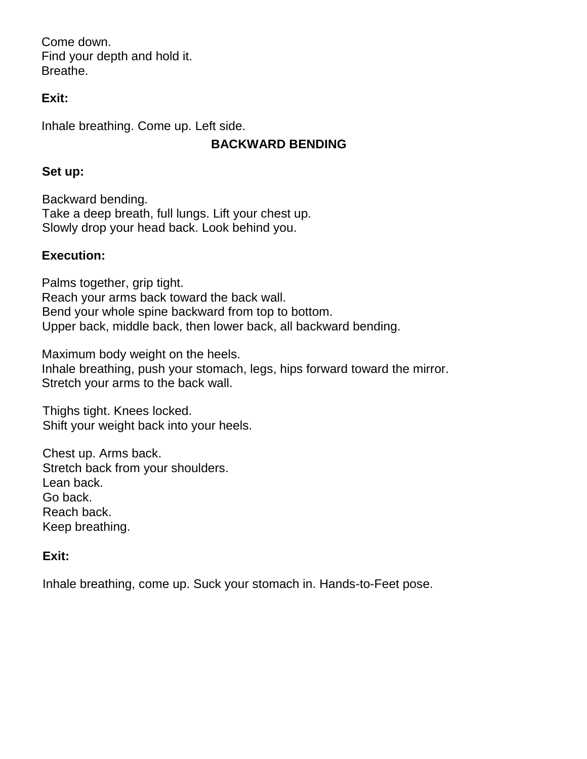Come down.
Find your depth and hold it.
Breathe.

**Exit:**

Inhale breathing. Come up. Left side.

## BACKWARD BENDING

**Set up:**

Backward bending.
Take a deep breath, full lungs. Lift your chest up.
Slowly drop your head back. Look behind you.

**Execution:**

Palms together, grip tight.
Reach your arms back toward the back wall.
Bend your whole spine backward from top to bottom.
Upper back, middle back, then lower back, all backward bending.

Maximum body weight on the heels.
Inhale breathing, push your stomach, legs, hips forward toward the mirror.
Stretch your arms to the back wall.

Thighs tight. Knees locked.
Shift your weight back into your heels.

Chest up. Arms back.
Stretch back from your shoulders.
Lean back.
Go back.
Reach back.
Keep breathing.

**Exit:**

Inhale breathing, come up. Suck your stomach in. Hands-to-Feet pose.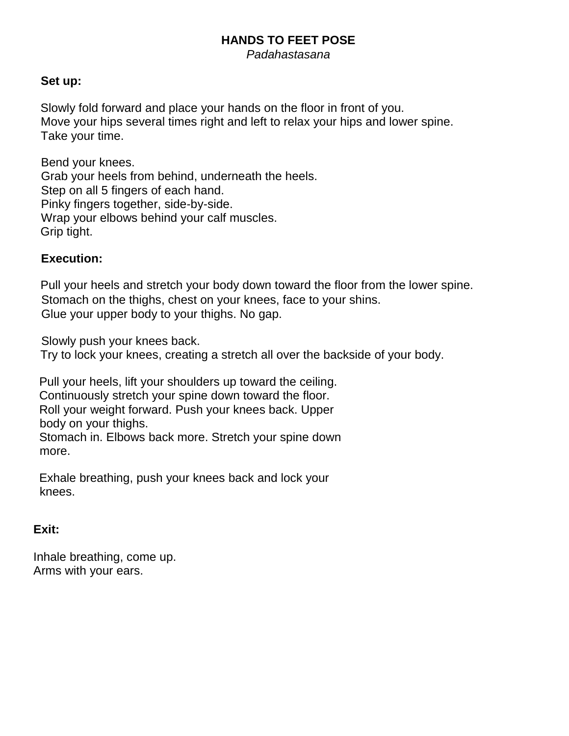# HANDS TO FEET POSE

*Padahastasana*

**Set up:**

Slowly fold forward and place your hands on the floor in front of you.
Move your hips several times right and left to relax your hips and lower spine.
Take your time.

Bend your knees.
Grab your heels from behind, underneath the heels.
Step on all 5 fingers of each hand.
Pinky fingers together, side-by-side.
Wrap your elbows behind your calf muscles.
Grip tight.

**Execution:**

Pull your heels and stretch your body down toward the floor from the lower spine.
Stomach on the thighs, chest on your knees, face to your shins.
Glue your upper body to your thighs. No gap.

Slowly push your knees back.
Try to lock your knees, creating a stretch all over the backside of your body.

Pull your heels, lift your shoulders up toward the ceiling.
Continuously stretch your spine down toward the floor.
Roll your weight forward. Push your knees back. Upper body on your thighs.
Stomach in. Elbows back more. Stretch your spine down more.

Exhale breathing, push your knees back and lock your knees.

**Exit:**

Inhale breathing, come up.
Arms with your ears.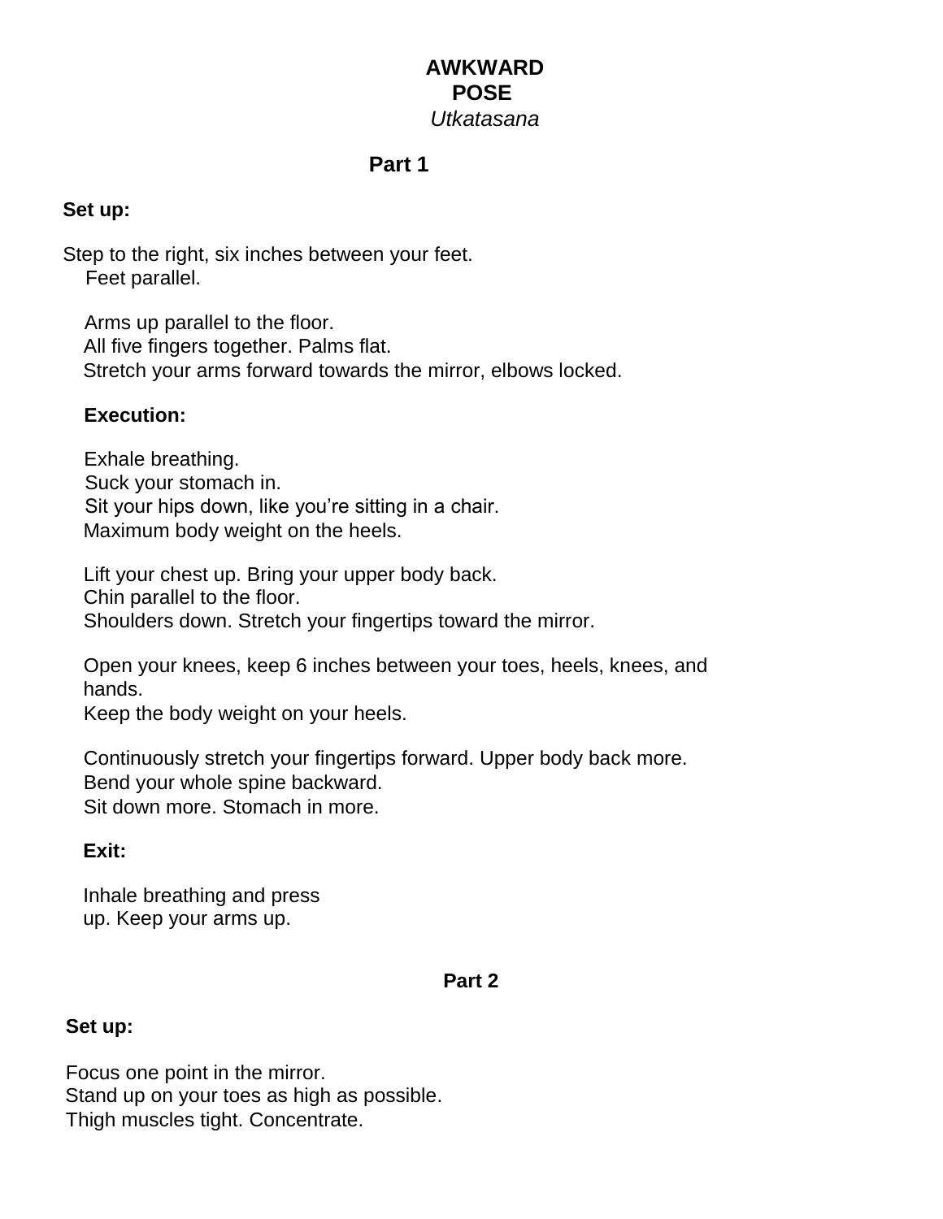# AWKWARD POSE

*Utkatasana*

## Part 1

**Set up:**

Step to the right, six inches between your feet.
Feet parallel.

Arms up parallel to the floor.
All five fingers together. Palms flat.
Stretch your arms forward towards the mirror, elbows locked.

**Execution:**

Exhale breathing.
Suck your stomach in.
Sit your hips down, like you're sitting in a chair.
Maximum body weight on the heels.

Lift your chest up. Bring your upper body back.
Chin parallel to the floor.
Shoulders down. Stretch your fingertips toward the mirror.

Open your knees, keep 6 inches between your toes, heels, knees, and hands.
Keep the body weight on your heels.

Continuously stretch your fingertips forward. Upper body back more.
Bend your whole spine backward.
Sit down more. Stomach in more.

**Exit:**

Inhale breathing and press up. Keep your arms up.

## Part 2

**Set up:**

Focus one point in the mirror.
Stand up on your toes as high as possible.
Thigh muscles tight. Concentrate.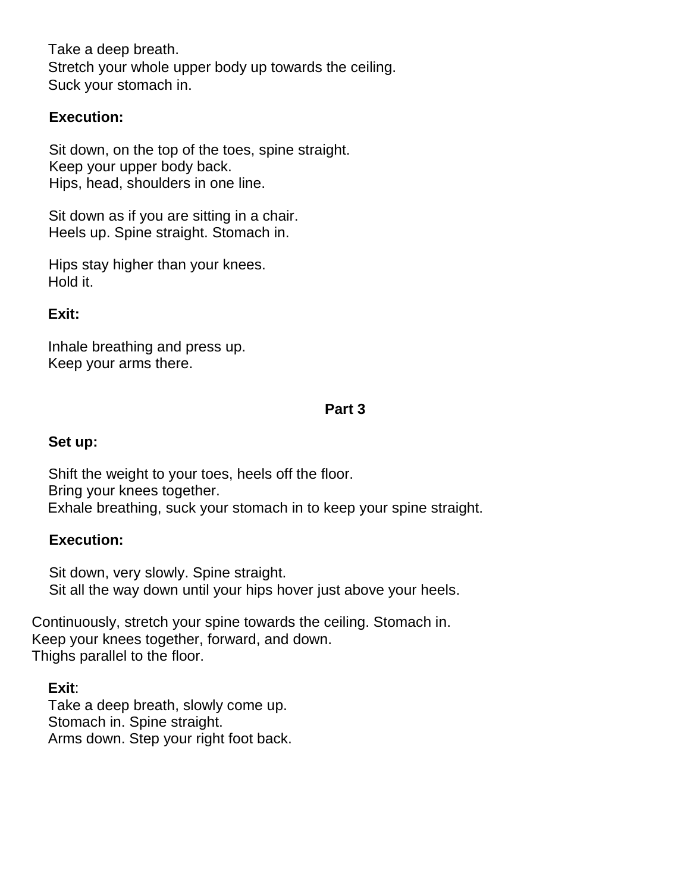Take a deep breath.
Stretch your whole upper body up towards the ceiling.
Suck your stomach in.

**Execution:**

Sit down, on the top of the toes, spine straight.
Keep your upper body back.
Hips, head, shoulders in one line.

Sit down as if you are sitting in a chair.
Heels up. Spine straight. Stomach in.

Hips stay higher than your knees.
Hold it.

**Exit:**

Inhale breathing and press up.
Keep your arms there.

## Part 3

**Set up:**

Shift the weight to your toes, heels off the floor.
Bring your knees together.
Exhale breathing, suck your stomach in to keep your spine straight.

**Execution:**

Sit down, very slowly. Spine straight.
Sit all the way down until your hips hover just above your heels.

Continuously, stretch your spine towards the ceiling. Stomach in.
Keep your knees together, forward, and down.
Thighs parallel to the floor.

**Exit**:
Take a deep breath, slowly come up.
Stomach in. Spine straight.
Arms down. Step your right foot back.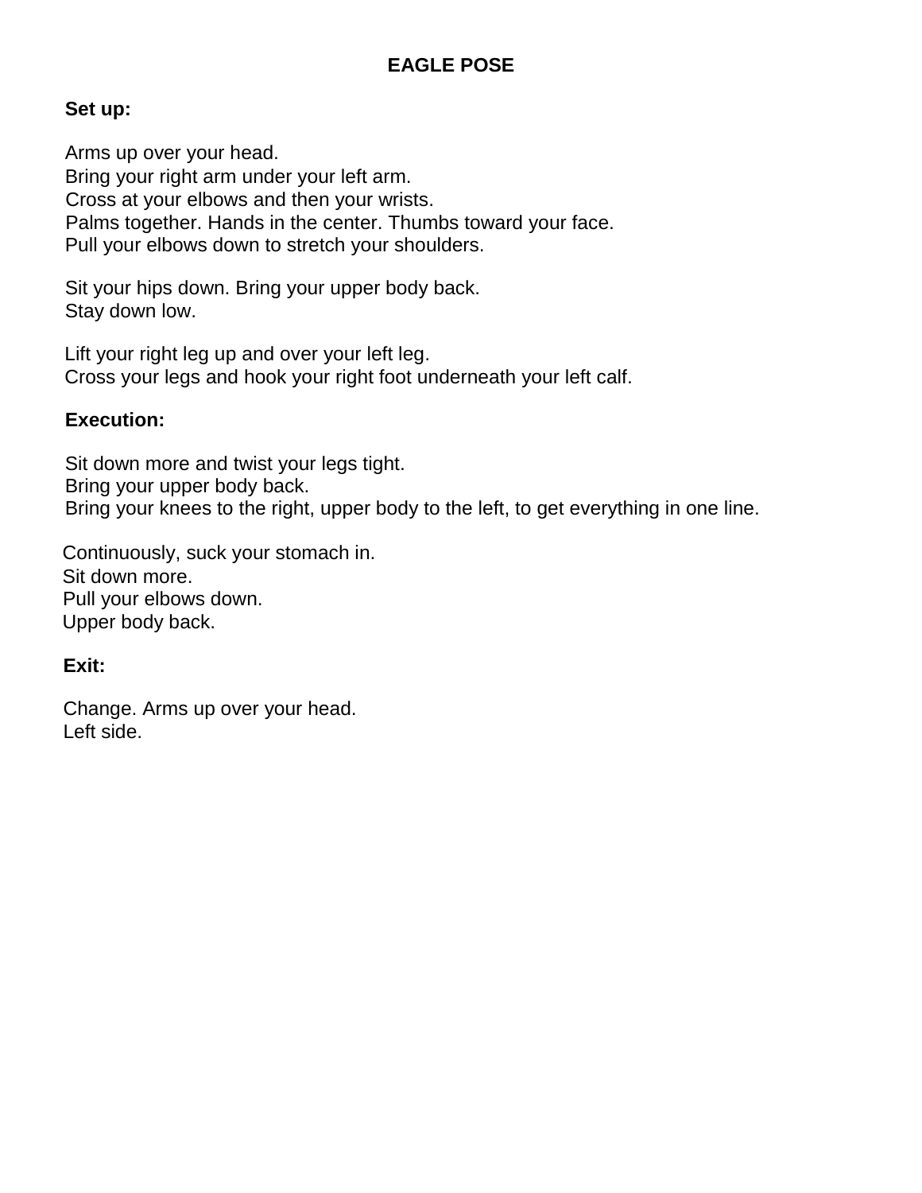# EAGLE POSE

**Set up:**

Arms up over your head.
Bring your right arm under your left arm.
Cross at your elbows and then your wrists.
Palms together. Hands in the center. Thumbs toward your face.
Pull your elbows down to stretch your shoulders.

Sit your hips down. Bring your upper body back.
Stay down low.

Lift your right leg up and over your left leg.
Cross your legs and hook your right foot underneath your left calf.

**Execution:**

Sit down more and twist your legs tight.
Bring your upper body back.
Bring your knees to the right, upper body to the left, to get everything in one line.

Continuously, suck your stomach in.
Sit down more.
Pull your elbows down.
Upper body back.

**Exit:**

Change. Arms up over your head.
Left side.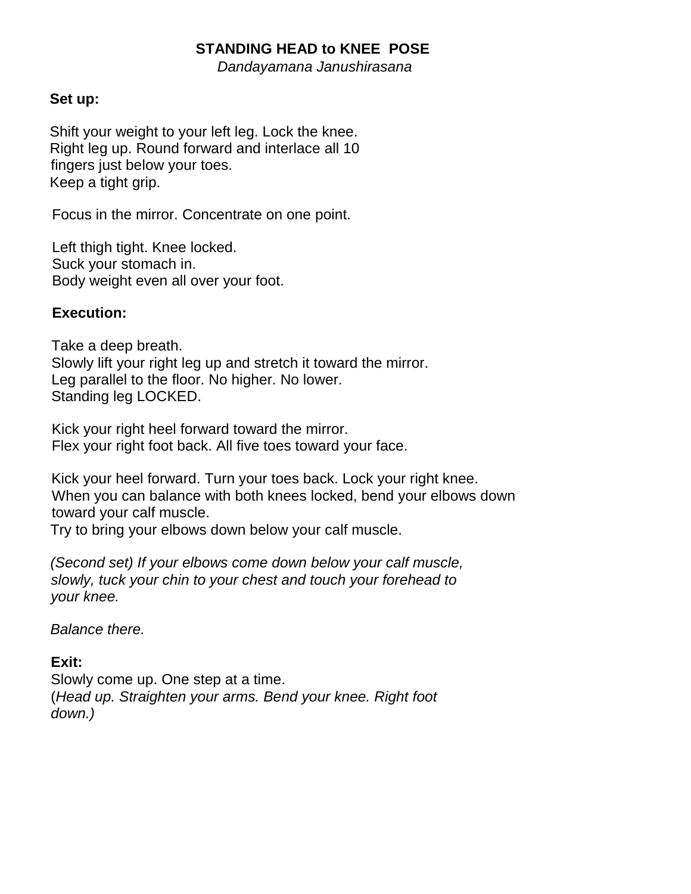# STANDING HEAD to KNEE POSE

*Dandayamana Janushirasana*

**Set up:**

Shift your weight to your left leg. Lock the knee.
Right leg up. Round forward and interlace all 10 fingers just below your toes.
Keep a tight grip.

Focus in the mirror. Concentrate on one point.

Left thigh tight. Knee locked.
Suck your stomach in.
Body weight even all over your foot.

**Execution:**

Take a deep breath.
Slowly lift your right leg up and stretch it toward the mirror.
Leg parallel to the floor. No higher. No lower.
Standing leg LOCKED.

Kick your right heel forward toward the mirror.
Flex your right foot back. All five toes toward your face.

Kick your heel forward. Turn your toes back. Lock your right knee.
When you can balance with both knees locked, bend your elbows down toward your calf muscle.
Try to bring your elbows down below your calf muscle.

*(Second set) If your elbows come down below your calf muscle, slowly, tuck your chin to your chest and touch your forehead to your knee.*

*Balance there.*

**Exit:**

Slowly come up. One step at a time.
(*Head up. Straighten your arms. Bend your knee. Right foot down.)*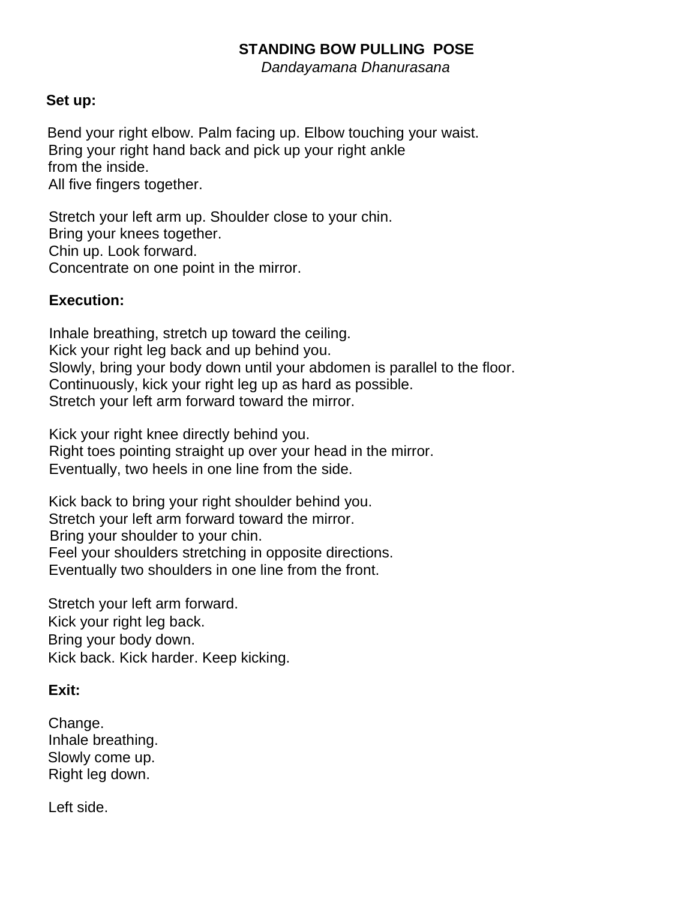# STANDING BOW PULLING POSE

*Dandayamana Dhanurasana*

**Set up:**

Bend your right elbow. Palm facing up. Elbow touching your waist.
Bring your right hand back and pick up your right ankle
from the inside.
All five fingers together.

Stretch your left arm up. Shoulder close to your chin.
Bring your knees together.
Chin up. Look forward.
Concentrate on one point in the mirror.

**Execution:**

Inhale breathing, stretch up toward the ceiling.
Kick your right leg back and up behind you.
Slowly, bring your body down until your abdomen is parallel to the floor.
Continuously, kick your right leg up as hard as possible.
Stretch your left arm forward toward the mirror.

Kick your right knee directly behind you.
Right toes pointing straight up over your head in the mirror.
Eventually, two heels in one line from the side.

Kick back to bring your right shoulder behind you.
Stretch your left arm forward toward the mirror.
Bring your shoulder to your chin.
Feel your shoulders stretching in opposite directions.
Eventually two shoulders in one line from the front.

Stretch your left arm forward.
Kick your right leg back.
Bring your body down.
Kick back. Kick harder. Keep kicking.

**Exit:**

Change.
Inhale breathing.
Slowly come up.
Right leg down.

Left side.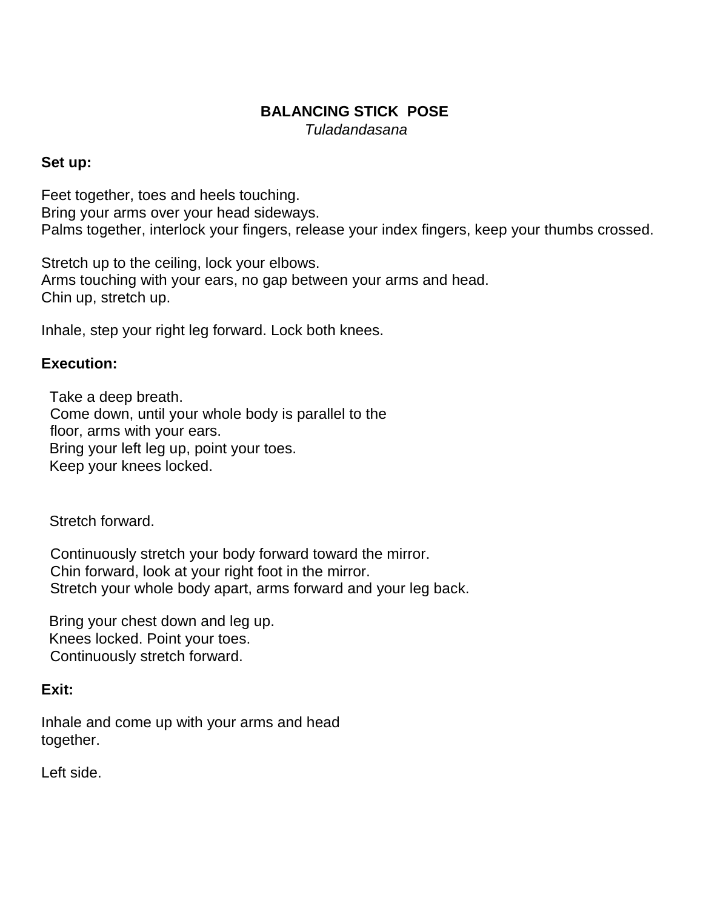## BALANCING STICK POSE

*Tuladandasana*

**Set up:**

Feet together, toes and heels touching.
Bring your arms over your head sideways.
Palms together, interlock your fingers, release your index fingers, keep your thumbs crossed.

Stretch up to the ceiling, lock your elbows.
Arms touching with your ears, no gap between your arms and head.
Chin up, stretch up.

Inhale, step your right leg forward. Lock both knees.

**Execution:**

Take a deep breath.
Come down, until your whole body is parallel to the floor, arms with your ears.
Bring your left leg up, point your toes.
Keep your knees locked.

Stretch forward.

Continuously stretch your body forward toward the mirror.
Chin forward, look at your right foot in the mirror.
Stretch your whole body apart, arms forward and your leg back.

Bring your chest down and leg up.
Knees locked. Point your toes.
Continuously stretch forward.

**Exit:**

Inhale and come up with your arms and head together.

Left side.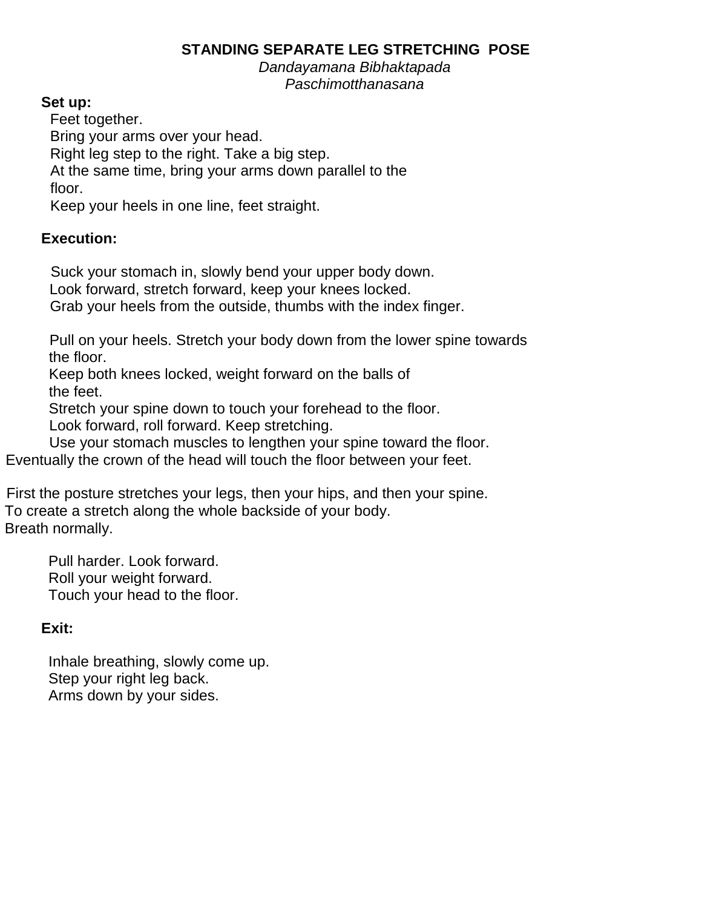## STANDING SEPARATE LEG STRETCHING POSE

*Dandayamana Bibhaktapada Paschimotthanasana*

**Set up:**

Feet together.
Bring your arms over your head.
Right leg step to the right. Take a big step.
At the same time, bring your arms down parallel to the floor.
Keep your heels in one line, feet straight.

**Execution:**

Suck your stomach in, slowly bend your upper body down.
Look forward, stretch forward, keep your knees locked.
Grab your heels from the outside, thumbs with the index finger.

Pull on your heels. Stretch your body down from the lower spine towards the floor.
Keep both knees locked, weight forward on the balls of the feet.
Stretch your spine down to touch your forehead to the floor.
Look forward, roll forward. Keep stretching.
Use your stomach muscles to lengthen your spine toward the floor.
Eventually the crown of the head will touch the floor between your feet.

First the posture stretches your legs, then your hips, and then your spine.
To create a stretch along the whole backside of your body.
Breath normally.

Pull harder. Look forward.
Roll your weight forward.
Touch your head to the floor.

**Exit:**

Inhale breathing, slowly come up.
Step your right leg back.
Arms down by your sides.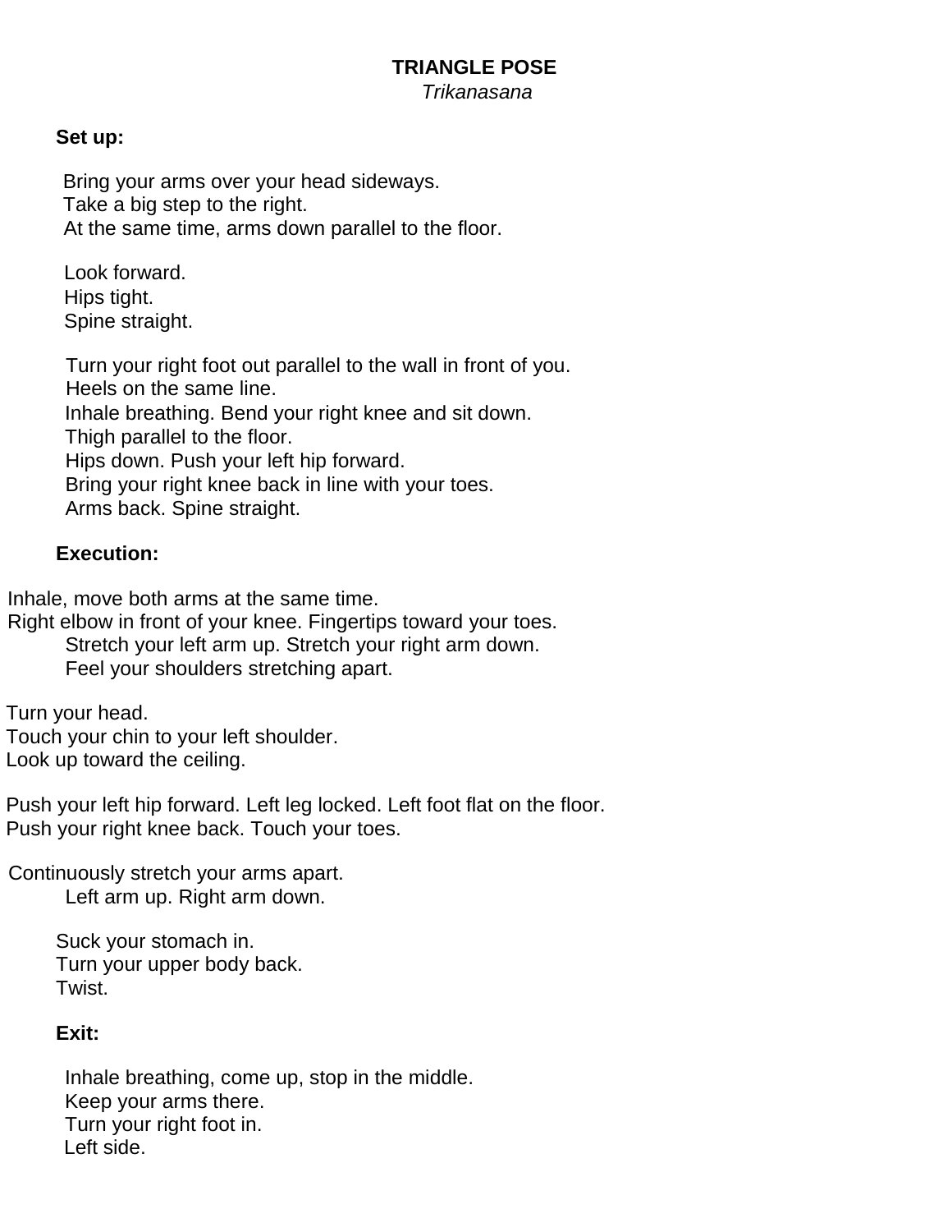# TRIANGLE POSE

*Trikanasana*

**Set up:**

Bring your arms over your head sideways.
Take a big step to the right.
At the same time, arms down parallel to the floor.

Look forward.
Hips tight.
Spine straight.

Turn your right foot out parallel to the wall in front of you.
Heels on the same line.
Inhale breathing. Bend your right knee and sit down.
Thigh parallel to the floor.
Hips down. Push your left hip forward.
Bring your right knee back in line with your toes.
Arms back. Spine straight.

**Execution:**

Inhale, move both arms at the same time.
Right elbow in front of your knee. Fingertips toward your toes.
Stretch your left arm up. Stretch your right arm down.
Feel your shoulders stretching apart.

Turn your head.
Touch your chin to your left shoulder.
Look up toward the ceiling.

Push your left hip forward. Left leg locked. Left foot flat on the floor.
Push your right knee back. Touch your toes.

Continuously stretch your arms apart.
Left arm up. Right arm down.

Suck your stomach in.
Turn your upper body back.
Twist.

**Exit:**

Inhale breathing, come up, stop in the middle.
Keep your arms there.
Turn your right foot in.
Left side.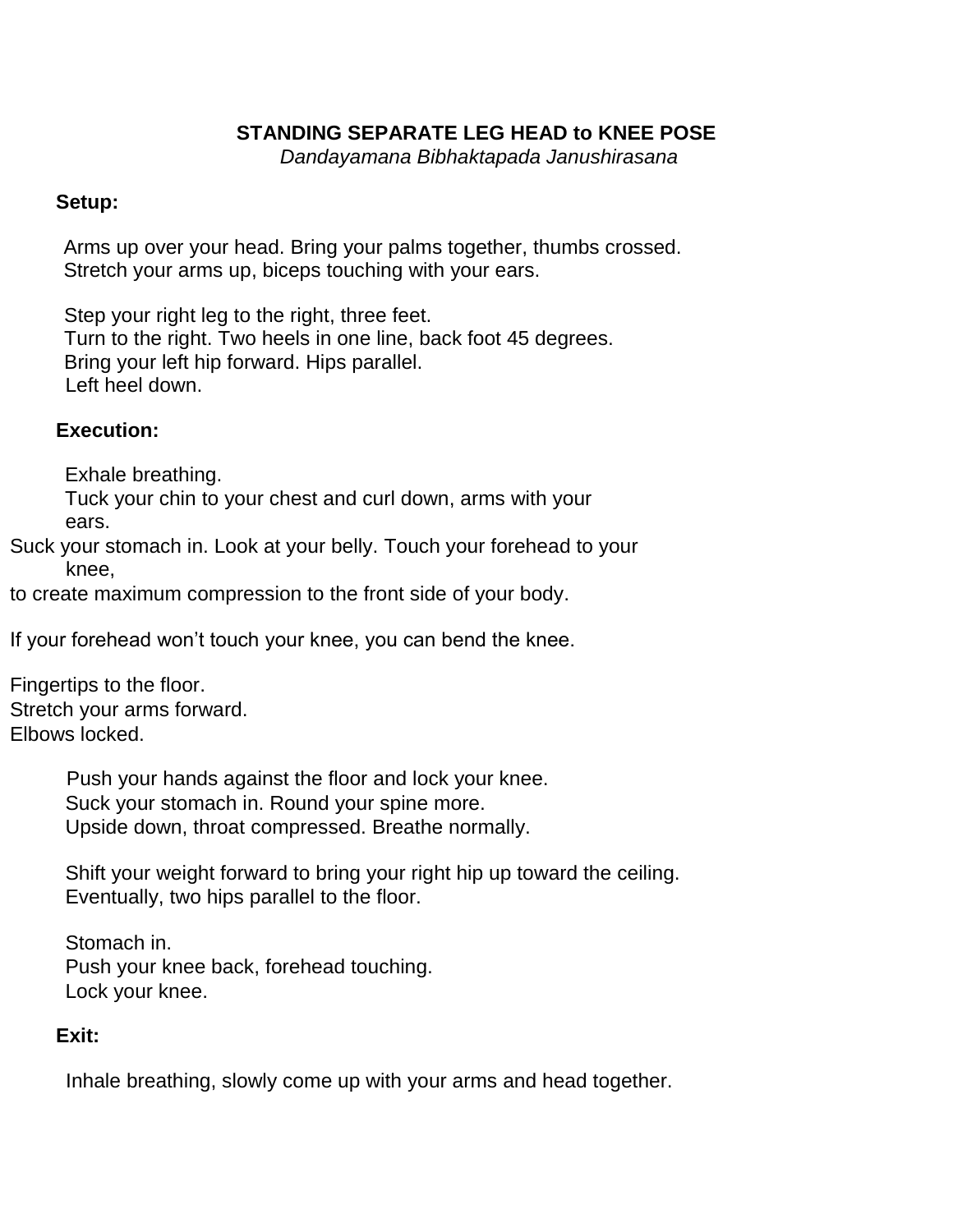## STANDING SEPARATE LEG HEAD to KNEE POSE

*Dandayamana Bibhaktapada Janushirasana*

**Setup:**

Arms up over your head. Bring your palms together, thumbs crossed.
Stretch your arms up, biceps touching with your ears.

Step your right leg to the right, three feet.
Turn to the right. Two heels in one line, back foot 45 degrees.
Bring your left hip forward. Hips parallel.
Left heel down.

**Execution:**

Exhale breathing.
Tuck your chin to your chest and curl down, arms with your ears.
Suck your stomach in. Look at your belly. Touch your forehead to your knee,
to create maximum compression to the front side of your body.

If your forehead won't touch your knee, you can bend the knee.

Fingertips to the floor.
Stretch your arms forward.
Elbows locked.

Push your hands against the floor and lock your knee.
Suck your stomach in. Round your spine more.
Upside down, throat compressed. Breathe normally.

Shift your weight forward to bring your right hip up toward the ceiling.
Eventually, two hips parallel to the floor.

Stomach in.
Push your knee back, forehead touching.
Lock your knee.

**Exit:**

Inhale breathing, slowly come up with your arms and head together.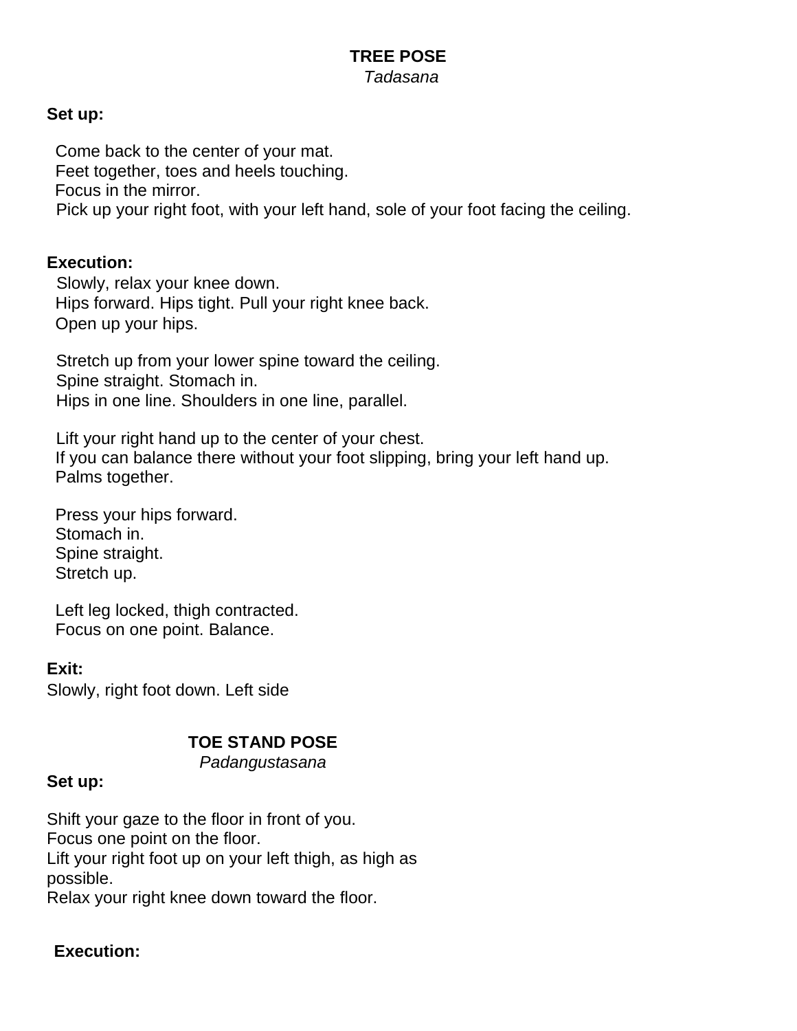## TREE POSE

*Tadasana*

**Set up:**

Come back to the center of your mat.
Feet together, toes and heels touching.
Focus in the mirror.
Pick up your right foot, with your left hand, sole of your foot facing the ceiling.

**Execution:**

Slowly, relax your knee down.
Hips forward. Hips tight. Pull your right knee back.
Open up your hips.

Stretch up from your lower spine toward the ceiling.
Spine straight. Stomach in.
Hips in one line. Shoulders in one line, parallel.

Lift your right hand up to the center of your chest.
If you can balance there without your foot slipping, bring your left hand up.
Palms together.

Press your hips forward.
Stomach in.
Spine straight.
Stretch up.

Left leg locked, thigh contracted.
Focus on one point. Balance.

**Exit:**

Slowly, right foot down. Left side

## TOE STAND POSE

*Padangustasana*

**Set up:**

Shift your gaze to the floor in front of you.
Focus one point on the floor.
Lift your right foot up on your left thigh, as high as possible.
Relax your right knee down toward the floor.

**Execution:**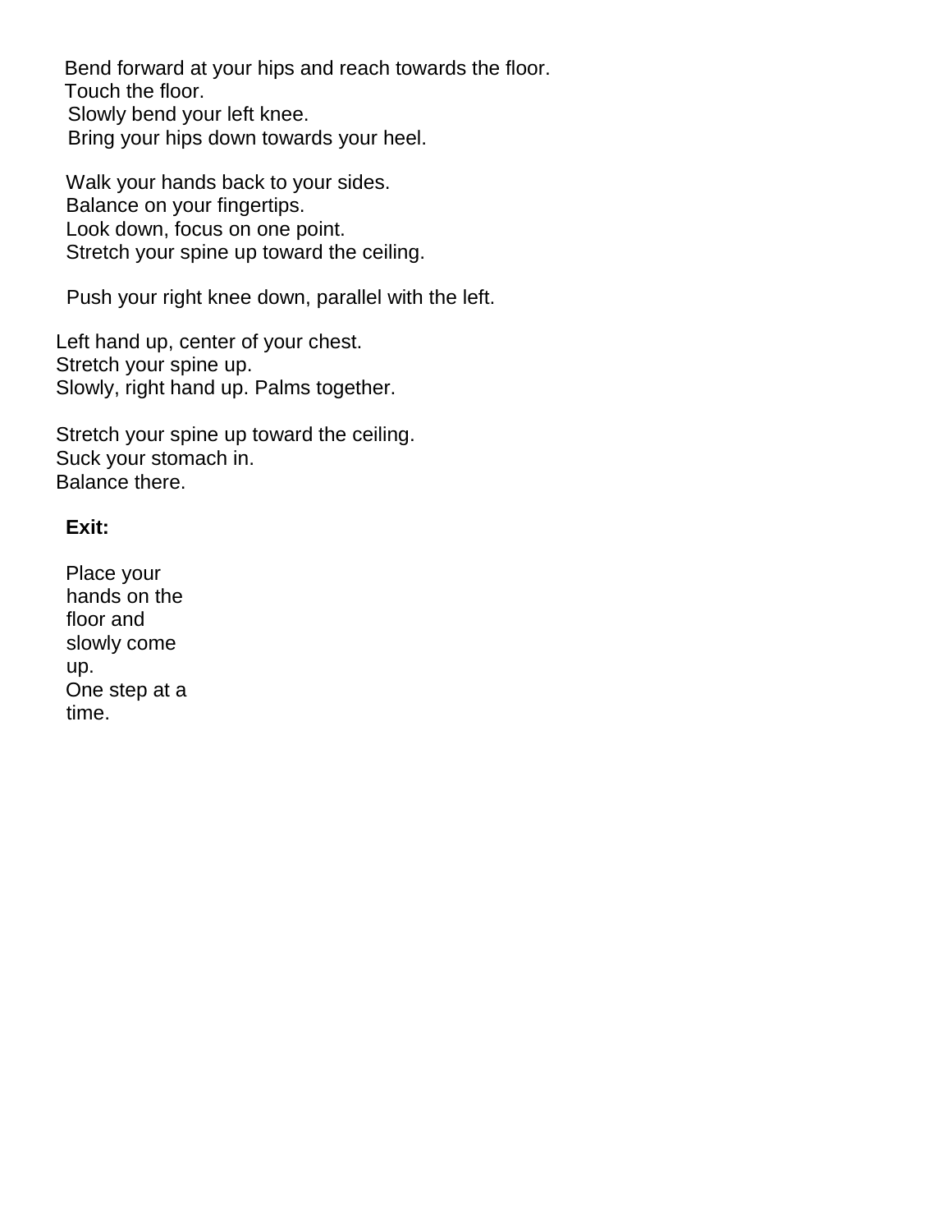Bend forward at your hips and reach towards the floor.
Touch the floor.
Slowly bend your left knee.
Bring your hips down towards your heel.

Walk your hands back to your sides.
Balance on your fingertips.
Look down, focus on one point.
Stretch your spine up toward the ceiling.

Push your right knee down, parallel with the left.

Left hand up, center of your chest.
Stretch your spine up.
Slowly, right hand up. Palms together.

Stretch your spine up toward the ceiling.
Suck your stomach in.
Balance there.

**Exit:**

Place your hands on the floor and slowly come up.
One step at a time.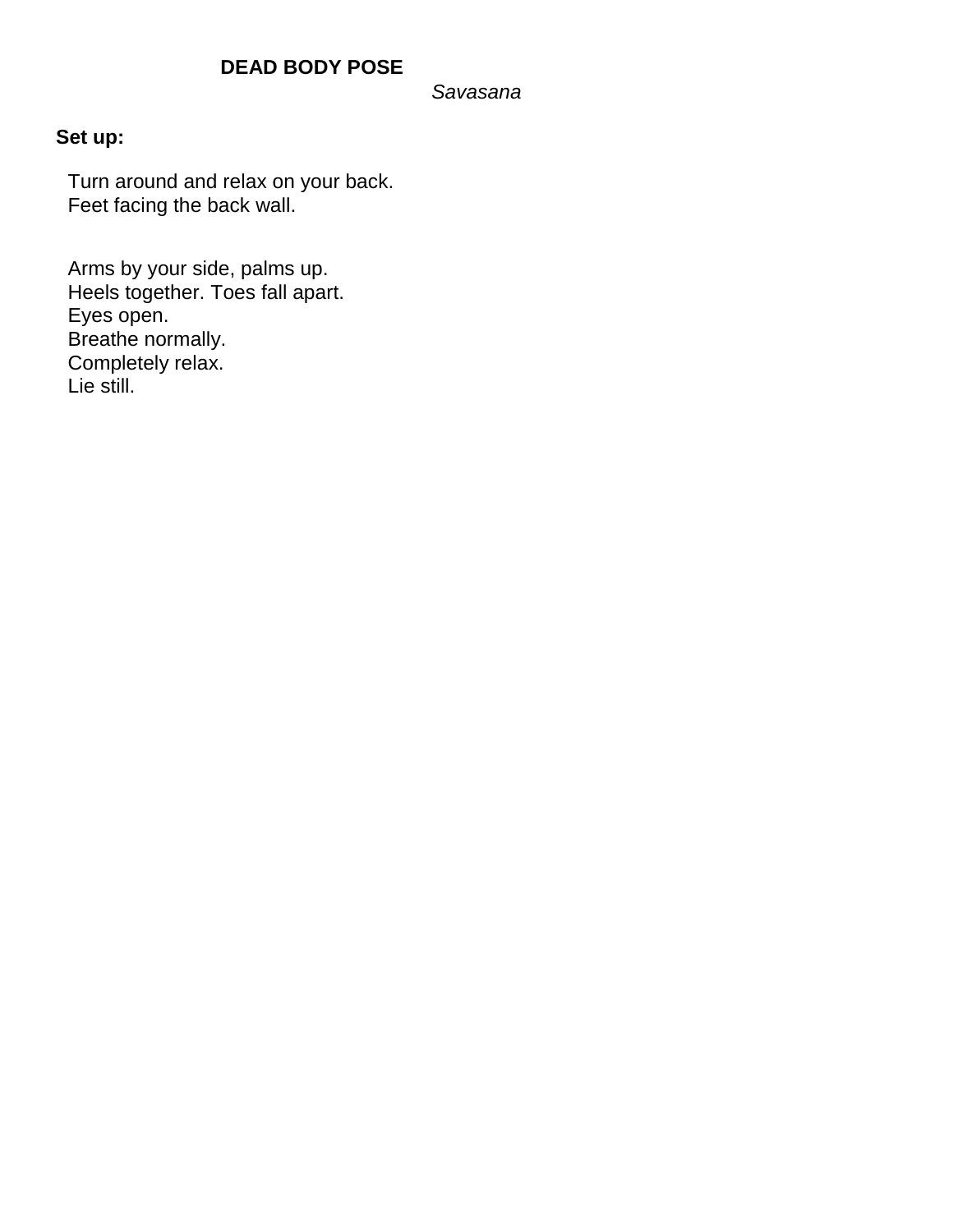## DEAD BODY POSE

*Savasana*

**Set up:**

Turn around and relax on your back.
Feet facing the back wall.

Arms by your side, palms up.
Heels together. Toes fall apart.
Eyes open.
Breathe normally.
Completely relax.
Lie still.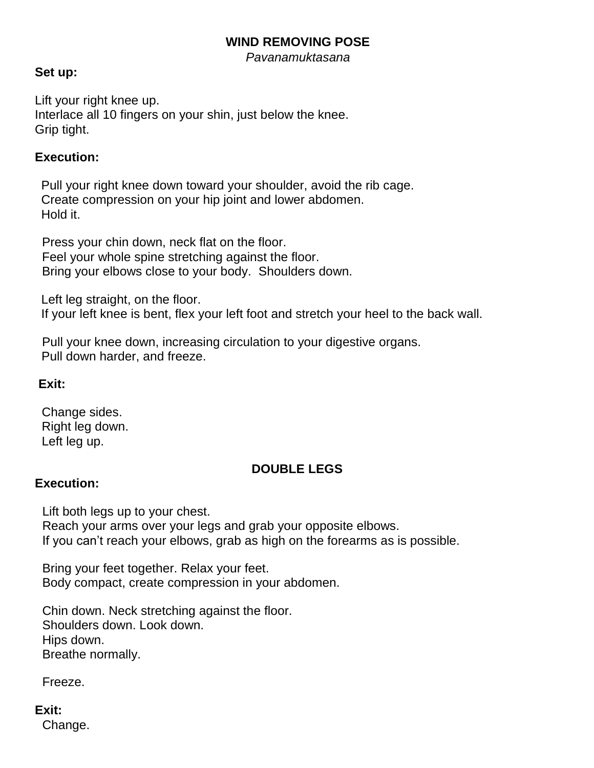## WIND REMOVING POSE

*Pavanamuktasana*

**Set up:**

Lift your right knee up.
Interlace all 10 fingers on your shin, just below the knee.
Grip tight.

**Execution:**

Pull your right knee down toward your shoulder, avoid the rib cage.
Create compression on your hip joint and lower abdomen.
Hold it.

Press your chin down, neck flat on the floor.
Feel your whole spine stretching against the floor.
Bring your elbows close to your body. Shoulders down.

Left leg straight, on the floor.
If your left knee is bent, flex your left foot and stretch your heel to the back wall.

Pull your knee down, increasing circulation to your digestive organs.
Pull down harder, and freeze.

**Exit:**

Change sides.
Right leg down.
Left leg up.

### DOUBLE LEGS

**Execution:**

Lift both legs up to your chest.
Reach your arms over your legs and grab your opposite elbows.
If you can't reach your elbows, grab as high on the forearms as is possible.

Bring your feet together. Relax your feet.
Body compact, create compression in your abdomen.

Chin down. Neck stretching against the floor.
Shoulders down. Look down.
Hips down.
Breathe normally.

Freeze.

**Exit:**
Change.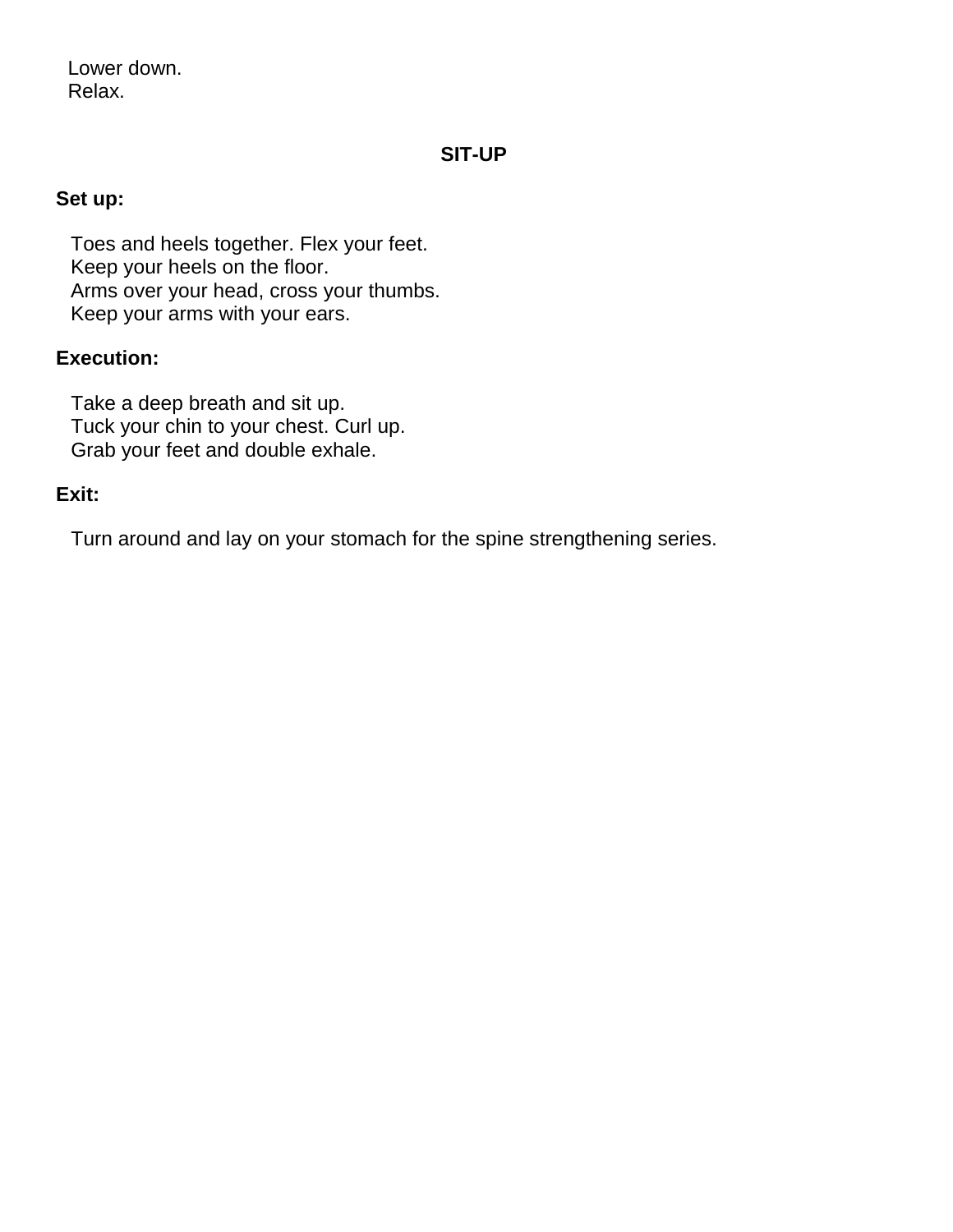Lower down.
Relax.

## SIT-UP

**Set up:**

Toes and heels together. Flex your feet.
Keep your heels on the floor.
Arms over your head, cross your thumbs.
Keep your arms with your ears.

**Execution:**

Take a deep breath and sit up.
Tuck your chin to your chest. Curl up.
Grab your feet and double exhale.

**Exit:**

Turn around and lay on your stomach for the spine strengthening series.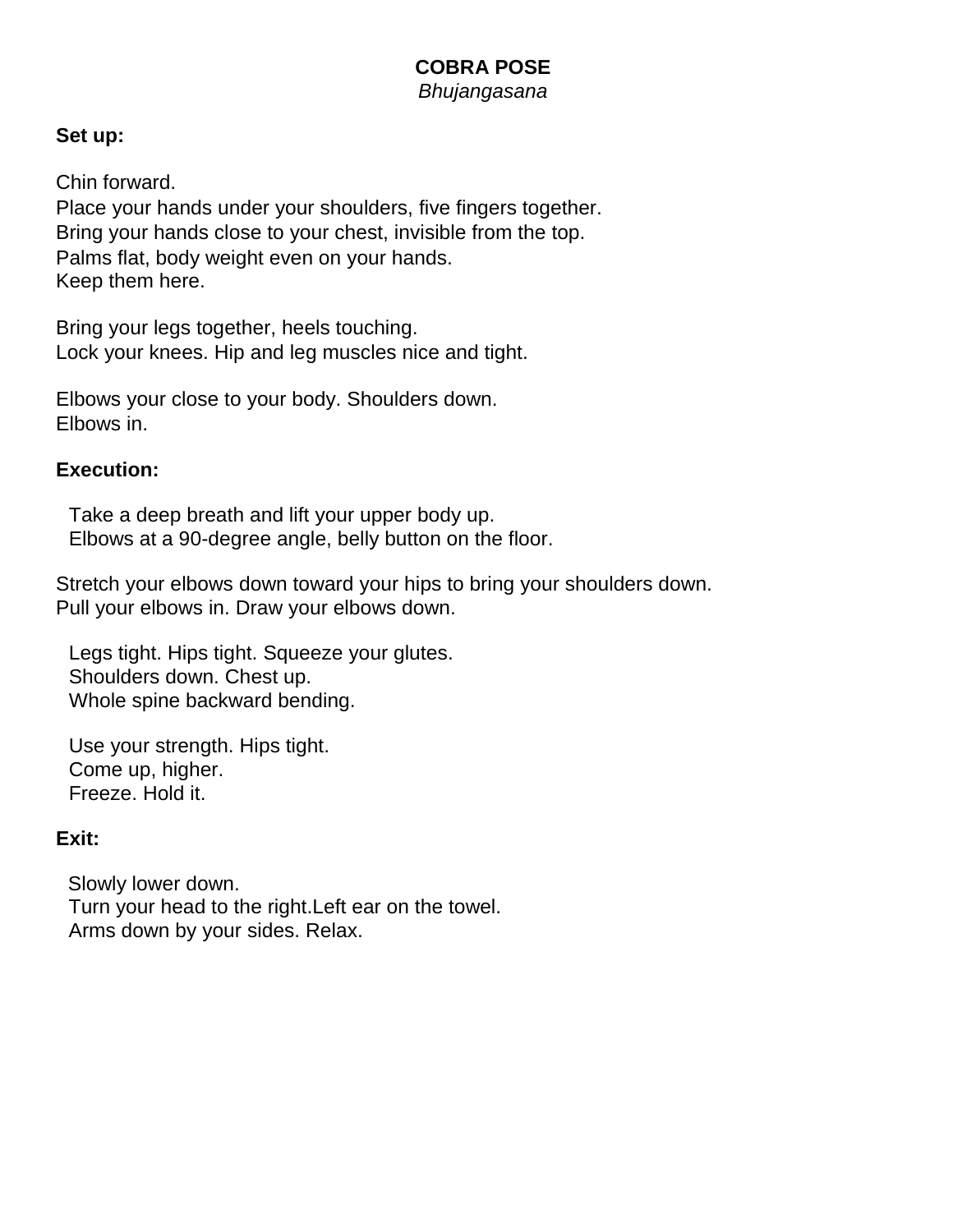# COBRA POSE

*Bhujangasana*

**Set up:**

Chin forward.
Place your hands under your shoulders, five fingers together.
Bring your hands close to your chest, invisible from the top.
Palms flat, body weight even on your hands.
Keep them here.

Bring your legs together, heels touching.
Lock your knees. Hip and leg muscles nice and tight.

Elbows your close to your body. Shoulders down.
Elbows in.

**Execution:**

Take a deep breath and lift your upper body up.
Elbows at a 90-degree angle, belly button on the floor.

Stretch your elbows down toward your hips to bring your shoulders down.
Pull your elbows in. Draw your elbows down.

Legs tight. Hips tight. Squeeze your glutes.
Shoulders down. Chest up.
Whole spine backward bending.

Use your strength. Hips tight.
Come up, higher.
Freeze. Hold it.

**Exit:**

Slowly lower down.
Turn your head to the right.Left ear on the towel.
Arms down by your sides. Relax.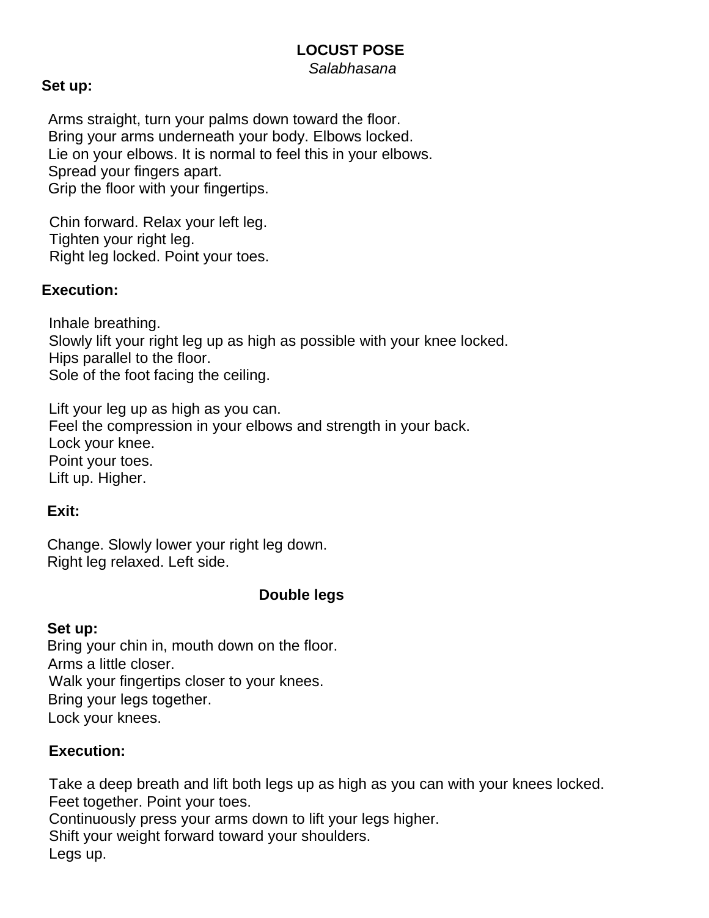# LOCUST POSE

*Salabhasana*

**Set up:**

Arms straight, turn your palms down toward the floor.
Bring your arms underneath your body. Elbows locked.
Lie on your elbows. It is normal to feel this in your elbows.
Spread your fingers apart.
Grip the floor with your fingertips.

Chin forward. Relax your left leg.
Tighten your right leg.
Right leg locked. Point your toes.

**Execution:**

Inhale breathing.
Slowly lift your right leg up as high as possible with your knee locked.
Hips parallel to the floor.
Sole of the foot facing the ceiling.

Lift your leg up as high as you can.
Feel the compression in your elbows and strength in your back.
Lock your knee.
Point your toes.
Lift up. Higher.

**Exit:**

Change. Slowly lower your right leg down.
Right leg relaxed. Left side.

## Double legs

**Set up:**

Bring your chin in, mouth down on the floor.
Arms a little closer.
Walk your fingertips closer to your knees.
Bring your legs together.
Lock your knees.

**Execution:**

Take a deep breath and lift both legs up as high as you can with your knees locked.
Feet together. Point your toes.
Continuously press your arms down to lift your legs higher.
Shift your weight forward toward your shoulders.
Legs up.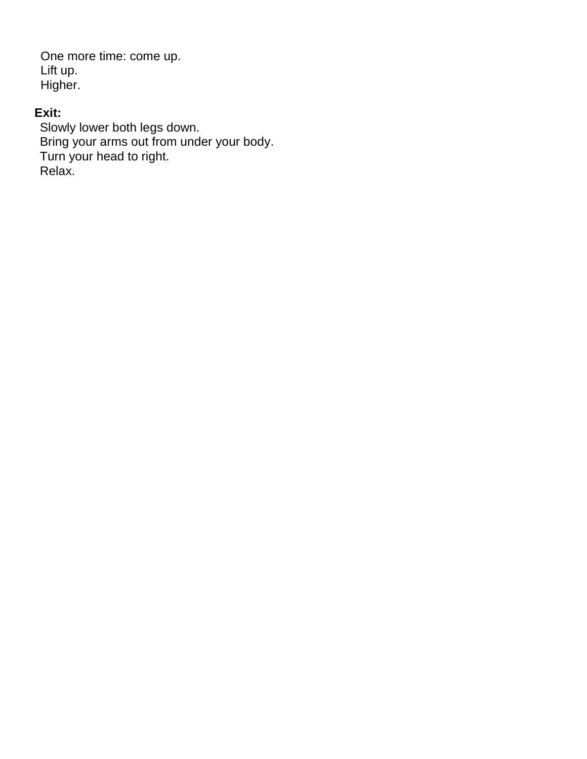One more time: come up.
Lift up.
Higher.

**Exit:**

Slowly lower both legs down.
Bring your arms out from under your body.
Turn your head to right.
Relax.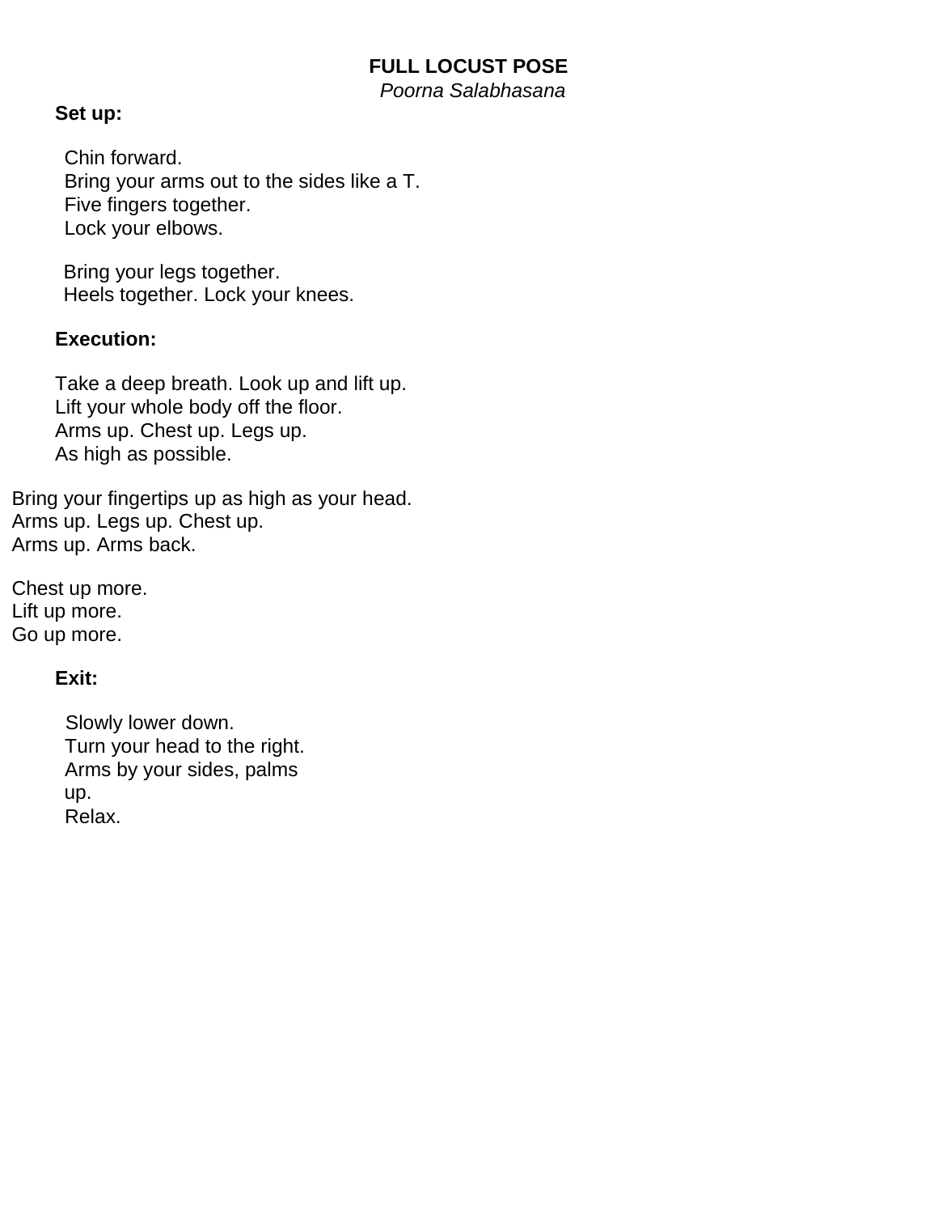# FULL LOCUST POSE

*Poorna Salabhasana*

**Set up:**

Chin forward.
Bring your arms out to the sides like a T.
Five fingers together.
Lock your elbows.

Bring your legs together.
Heels together. Lock your knees.

**Execution:**

Take a deep breath. Look up and lift up.
Lift your whole body off the floor.
Arms up. Chest up. Legs up.
As high as possible.

Bring your fingertips up as high as your head.
Arms up. Legs up. Chest up.
Arms up. Arms back.

Chest up more.
Lift up more.
Go up more.

**Exit:**

Slowly lower down.
Turn your head to the right.
Arms by your sides, palms up.
Relax.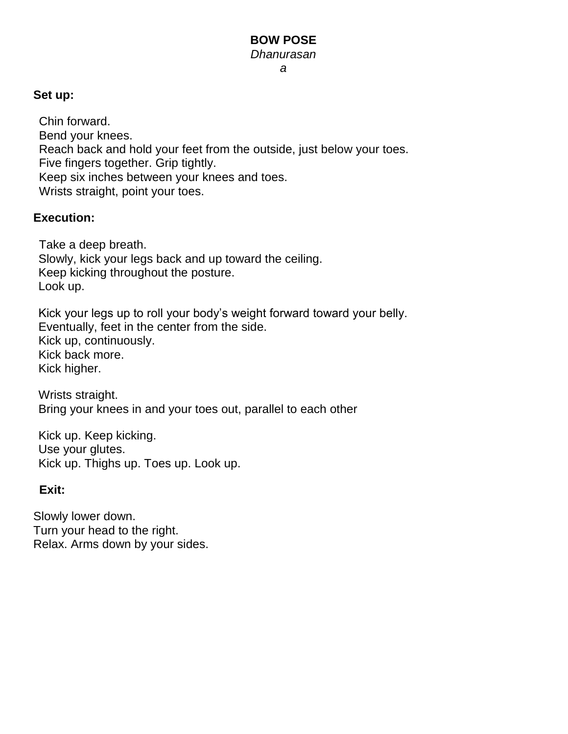# BOW POSE

*Dhanurasana*

**Set up:**

Chin forward.
Bend your knees.
Reach back and hold your feet from the outside, just below your toes.
Five fingers together. Grip tightly.
Keep six inches between your knees and toes.
Wrists straight, point your toes.

**Execution:**

Take a deep breath.
Slowly, kick your legs back and up toward the ceiling.
Keep kicking throughout the posture.
Look up.

Kick your legs up to roll your body's weight forward toward your belly.
Eventually, feet in the center from the side.
Kick up, continuously.
Kick back more.
Kick higher.

Wrists straight.
Bring your knees in and your toes out, parallel to each other

Kick up. Keep kicking.
Use your glutes.
Kick up. Thighs up. Toes up. Look up.

**Exit:**

Slowly lower down.
Turn your head to the right.
Relax. Arms down by your sides.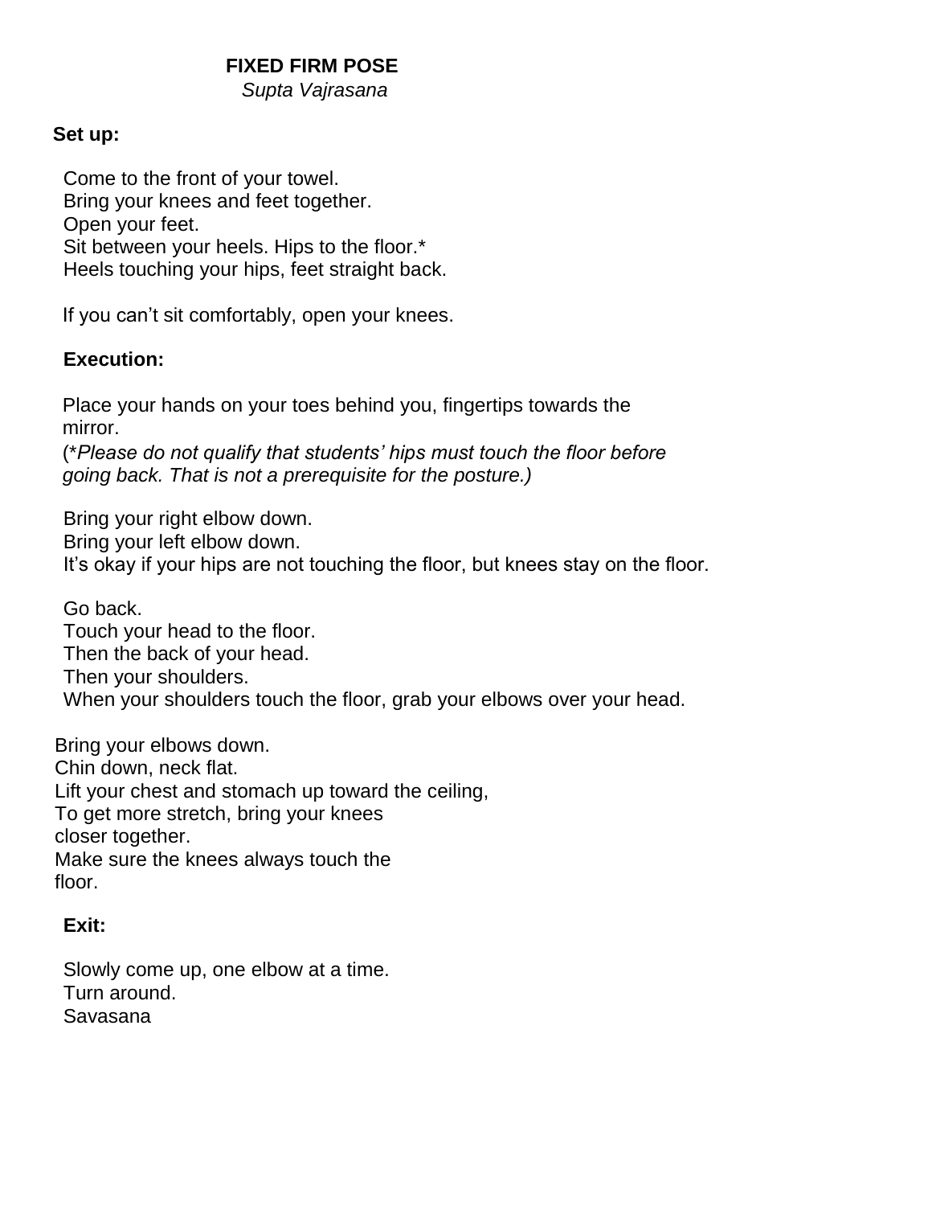# FIXED FIRM POSE

*Supta Vajrasana*

**Set up:**

Come to the front of your towel.
Bring your knees and feet together.
Open your feet.
Sit between your heels. Hips to the floor.*
Heels touching your hips, feet straight back.

If you can't sit comfortably, open your knees.

**Execution:**

Place your hands on your toes behind you, fingertips towards the mirror.
(**Please do not qualify that students' hips must touch the floor before going back. That is not a prerequisite for the posture.)*

Bring your right elbow down.
Bring your left elbow down.
It's okay if your hips are not touching the floor, but knees stay on the floor.

Go back.
Touch your head to the floor.
Then the back of your head.
Then your shoulders.
When your shoulders touch the floor, grab your elbows over your head.

Bring your elbows down.
Chin down, neck flat.
Lift your chest and stomach up toward the ceiling,
To get more stretch, bring your knees closer together.
Make sure the knees always touch the floor.

**Exit:**

Slowly come up, one elbow at a time.
Turn around.
Savasana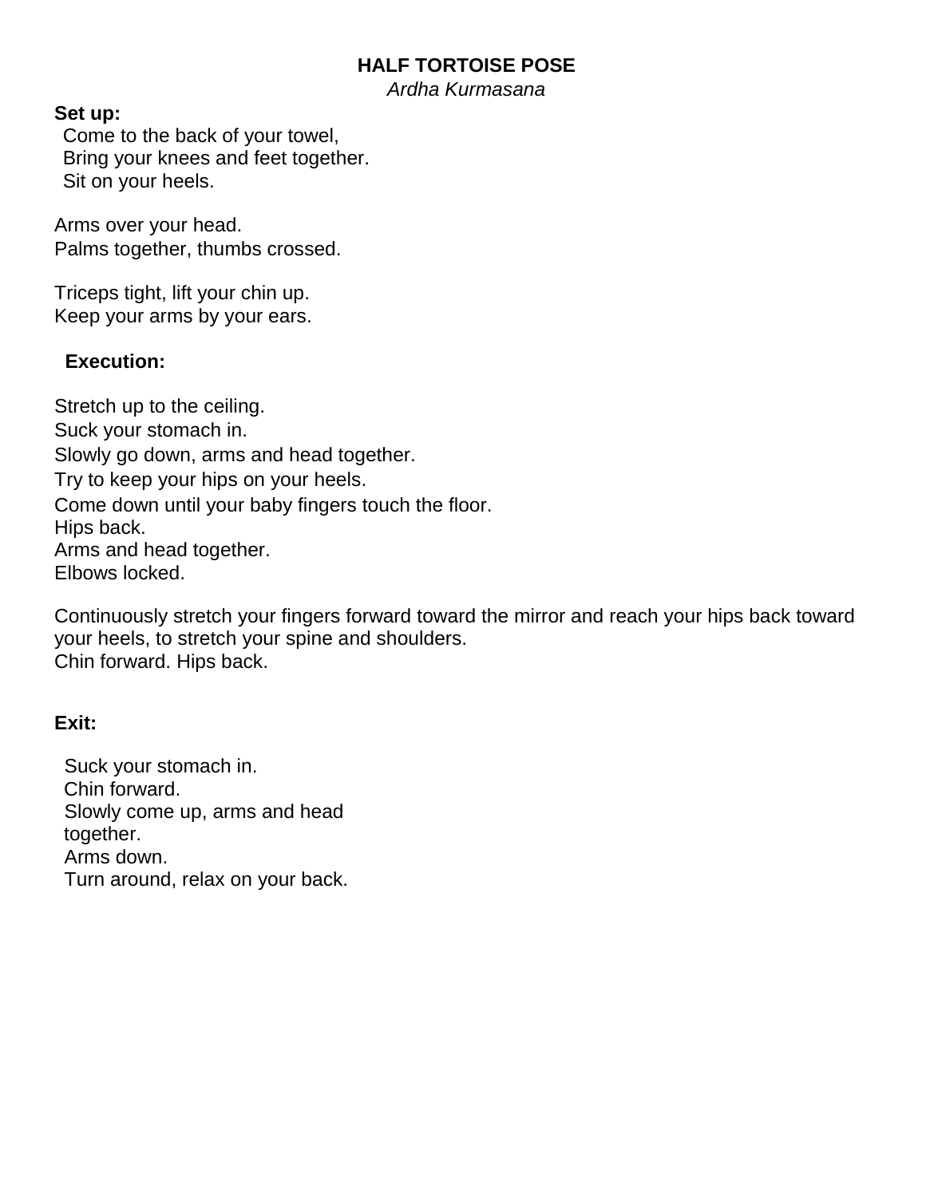# HALF TORTOISE POSE

*Ardha Kurmasana*

**Set up:**

Come to the back of your towel,
Bring your knees and feet together.
Sit on your heels.

Arms over your head.
Palms together, thumbs crossed.

Triceps tight, lift your chin up.
Keep your arms by your ears.

**Execution:**

Stretch up to the ceiling.
Suck your stomach in.
Slowly go down, arms and head together.
Try to keep your hips on your heels.
Come down until your baby fingers touch the floor.
Hips back.
Arms and head together.
Elbows locked.

Continuously stretch your fingers forward toward the mirror and reach your hips back toward your heels, to stretch your spine and shoulders.
Chin forward. Hips back.

**Exit:**

Suck your stomach in.
Chin forward.
Slowly come up, arms and head together.
Arms down.
Turn around, relax on your back.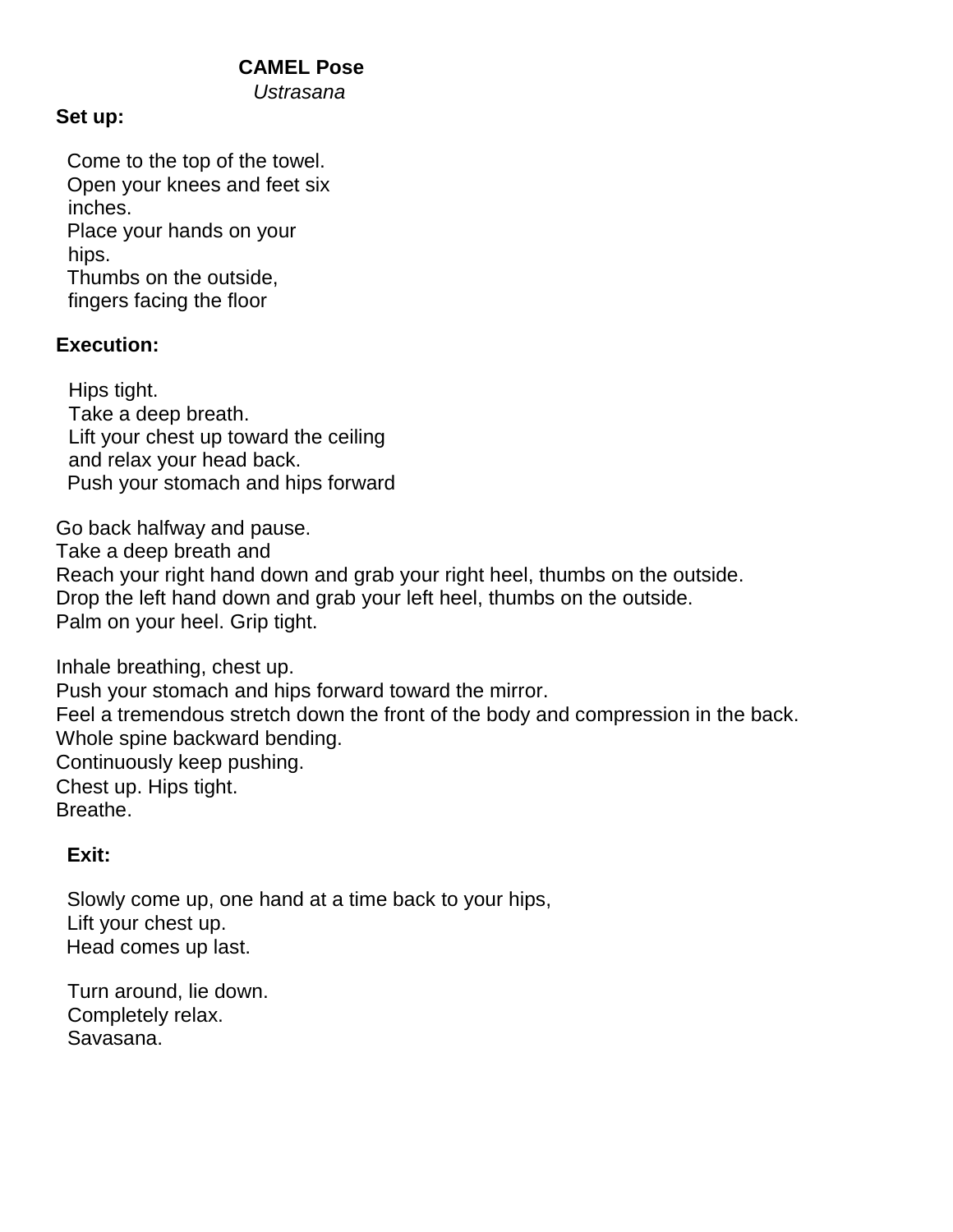# CAMEL Pose

*Ustrasana*

**Set up:**

Come to the top of the towel.
Open your knees and feet six inches.
Place your hands on your hips.
Thumbs on the outside, fingers facing the floor

**Execution:**

Hips tight.
Take a deep breath.
Lift your chest up toward the ceiling and relax your head back.
Push your stomach and hips forward

Go back halfway and pause.
Take a deep breath and
Reach your right hand down and grab your right heel, thumbs on the outside.
Drop the left hand down and grab your left heel, thumbs on the outside.
Palm on your heel. Grip tight.

Inhale breathing, chest up.
Push your stomach and hips forward toward the mirror.
Feel a tremendous stretch down the front of the body and compression in the back.
Whole spine backward bending.
Continuously keep pushing.
Chest up. Hips tight.
Breathe.

**Exit:**

Slowly come up, one hand at a time back to your hips,
Lift your chest up.
Head comes up last.

Turn around, lie down.
Completely relax.
Savasana.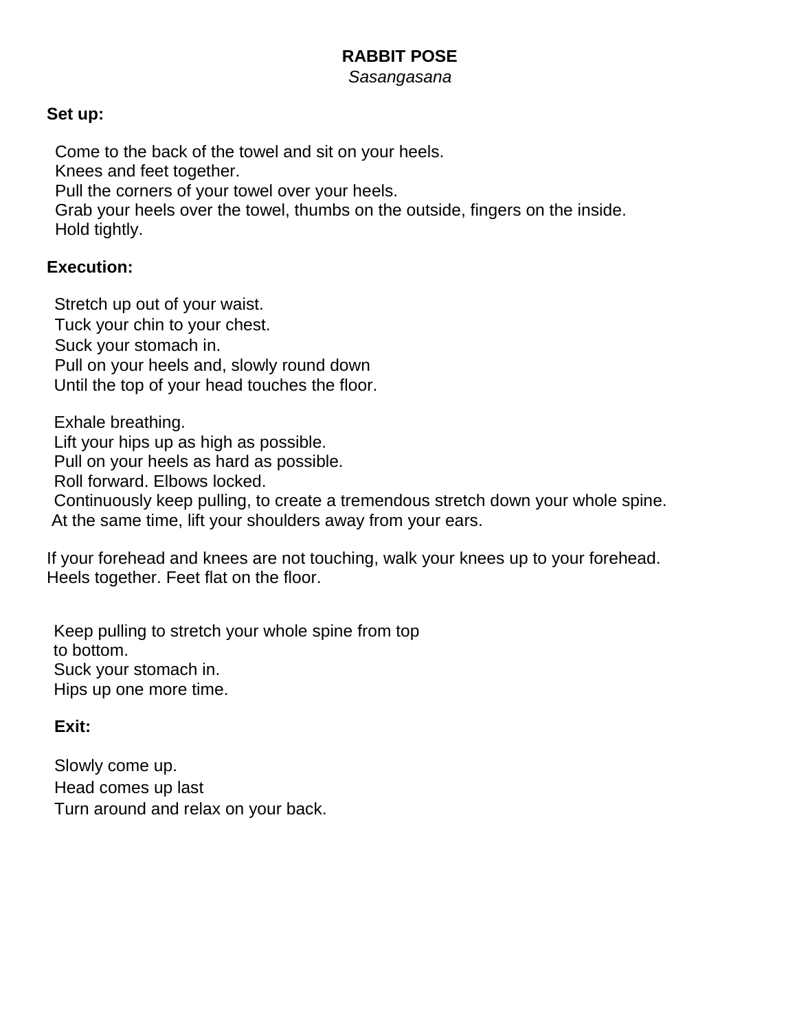**RABBIT POSE**

*Sasangasana*

**Set up:**

Come to the back of the towel and sit on your heels.
Knees and feet together.
Pull the corners of your towel over your heels.
Grab your heels over the towel, thumbs on the outside, fingers on the inside.
Hold tightly.

**Execution:**

Stretch up out of your waist.
Tuck your chin to your chest.
Suck your stomach in.
Pull on your heels and, slowly round down
Until the top of your head touches the floor.

Exhale breathing.
Lift your hips up as high as possible.
Pull on your heels as hard as possible.
Roll forward. Elbows locked.
Continuously keep pulling, to create a tremendous stretch down your whole spine.
At the same time, lift your shoulders away from your ears.

If your forehead and knees are not touching, walk your knees up to your forehead.
Heels together. Feet flat on the floor.

Keep pulling to stretch your whole spine from top
to bottom.
Suck your stomach in.
Hips up one more time.

**Exit:**

Slowly come up.
Head comes up last
Turn around and relax on your back.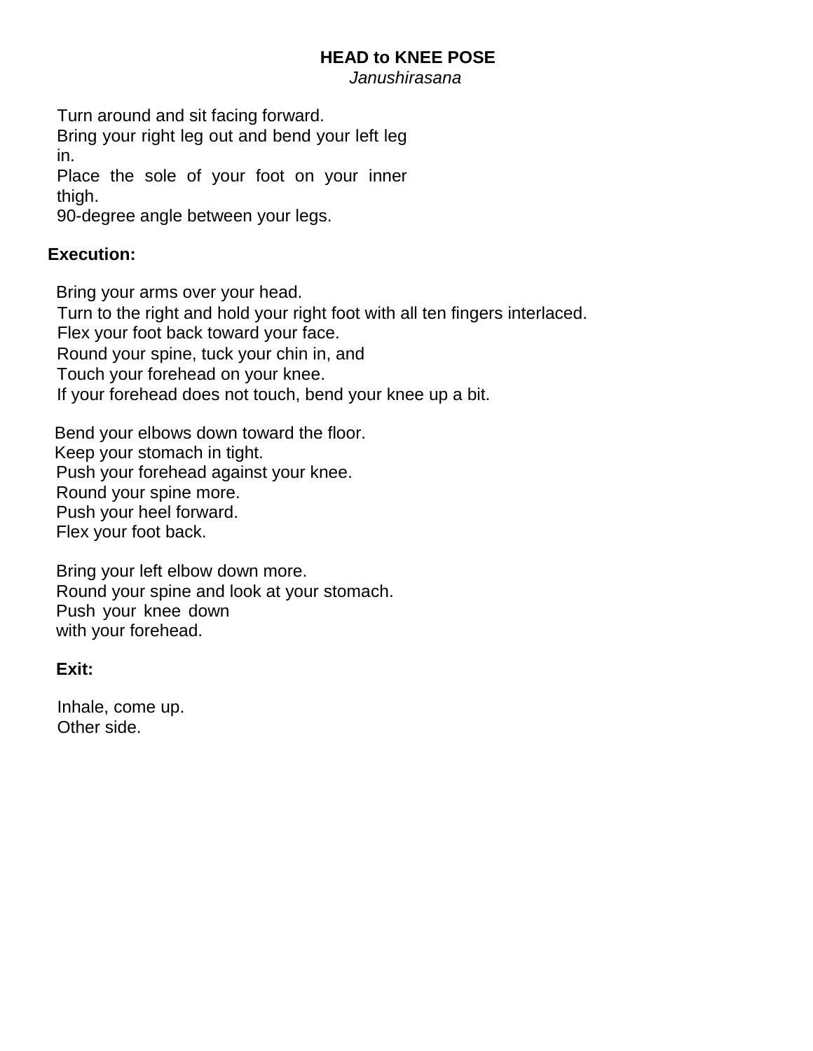## HEAD to KNEE POSE

*Janushirasana*

Turn around and sit facing forward.
Bring your right leg out and bend your left leg in.
Place the sole of your foot on your inner thigh.
90-degree angle between your legs.

**Execution:**

Bring your arms over your head.
Turn to the right and hold your right foot with all ten fingers interlaced.
Flex your foot back toward your face.
Round your spine, tuck your chin in, and
Touch your forehead on your knee.
If your forehead does not touch, bend your knee up a bit.

Bend your elbows down toward the floor.
Keep your stomach in tight.
Push your forehead against your knee.
Round your spine more.
Push your heel forward.
Flex your foot back.

Bring your left elbow down more.
Round your spine and look at your stomach.
Push your knee down
with your forehead.

**Exit:**

Inhale, come up.
Other side.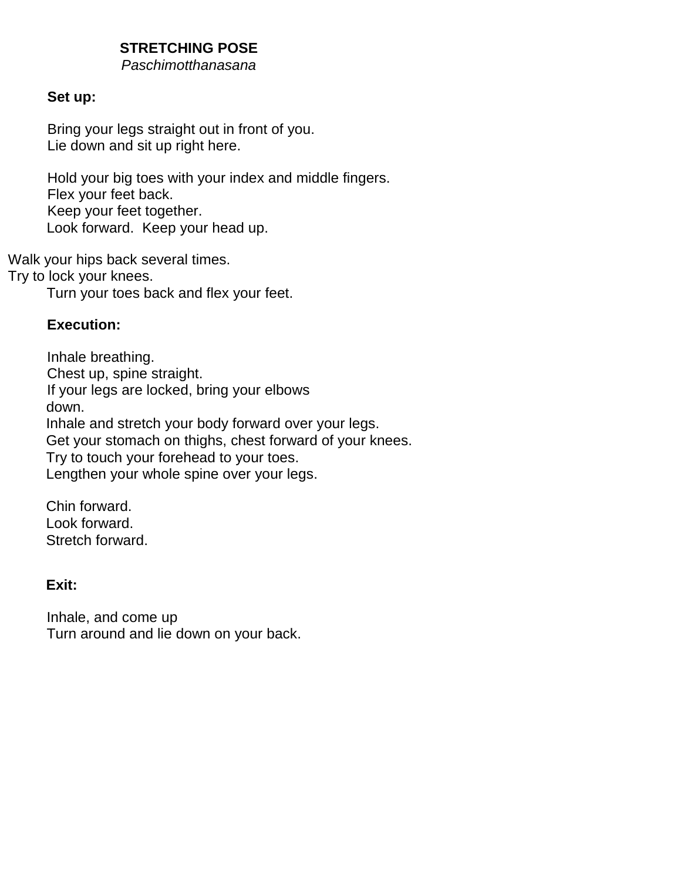**STRETCHING POSE**
*Paschimotthanasana*

**Set up:**

Bring your legs straight out in front of you.
Lie down and sit up right here.

Hold your big toes with your index and middle fingers.
Flex your feet back.
Keep your feet together.
Look forward. Keep your head up.

Walk your hips back several times.
Try to lock your knees.
Turn your toes back and flex your feet.

**Execution:**

Inhale breathing.
Chest up, spine straight.
If your legs are locked, bring your elbows
down.
Inhale and stretch your body forward over your legs.
Get your stomach on thighs, chest forward of your knees.
Try to touch your forehead to your toes.
Lengthen your whole spine over your legs.

Chin forward.
Look forward.
Stretch forward.

**Exit:**

Inhale, and come up
Turn around and lie down on your back.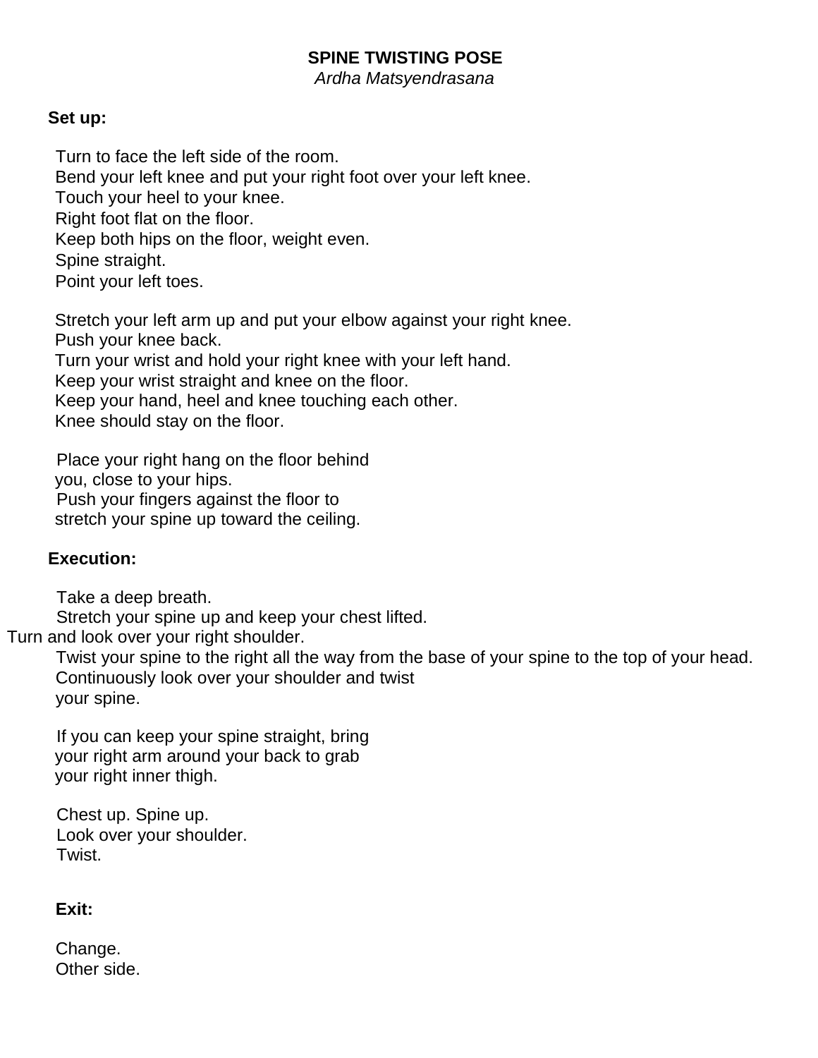## SPINE TWISTING POSE

*Ardha Matsyendrasana*

**Set up:**

Turn to face the left side of the room.
Bend your left knee and put your right foot over your left knee.
Touch your heel to your knee.
Right foot flat on the floor.
Keep both hips on the floor, weight even.
Spine straight.
Point your left toes.

Stretch your left arm up and put your elbow against your right knee.
Push your knee back.
Turn your wrist and hold your right knee with your left hand.
Keep your wrist straight and knee on the floor.
Keep your hand, heel and knee touching each other.
Knee should stay on the floor.

Place your right hang on the floor behind you, close to your hips.
Push your fingers against the floor to stretch your spine up toward the ceiling.

**Execution:**

Take a deep breath.
Stretch your spine up and keep your chest lifted.
Turn and look over your right shoulder.
Twist your spine to the right all the way from the base of your spine to the top of your head.
Continuously look over your shoulder and twist your spine.

If you can keep your spine straight, bring your right arm around your back to grab your right inner thigh.

Chest up. Spine up.
Look over your shoulder.
Twist.

**Exit:**

Change.
Other side.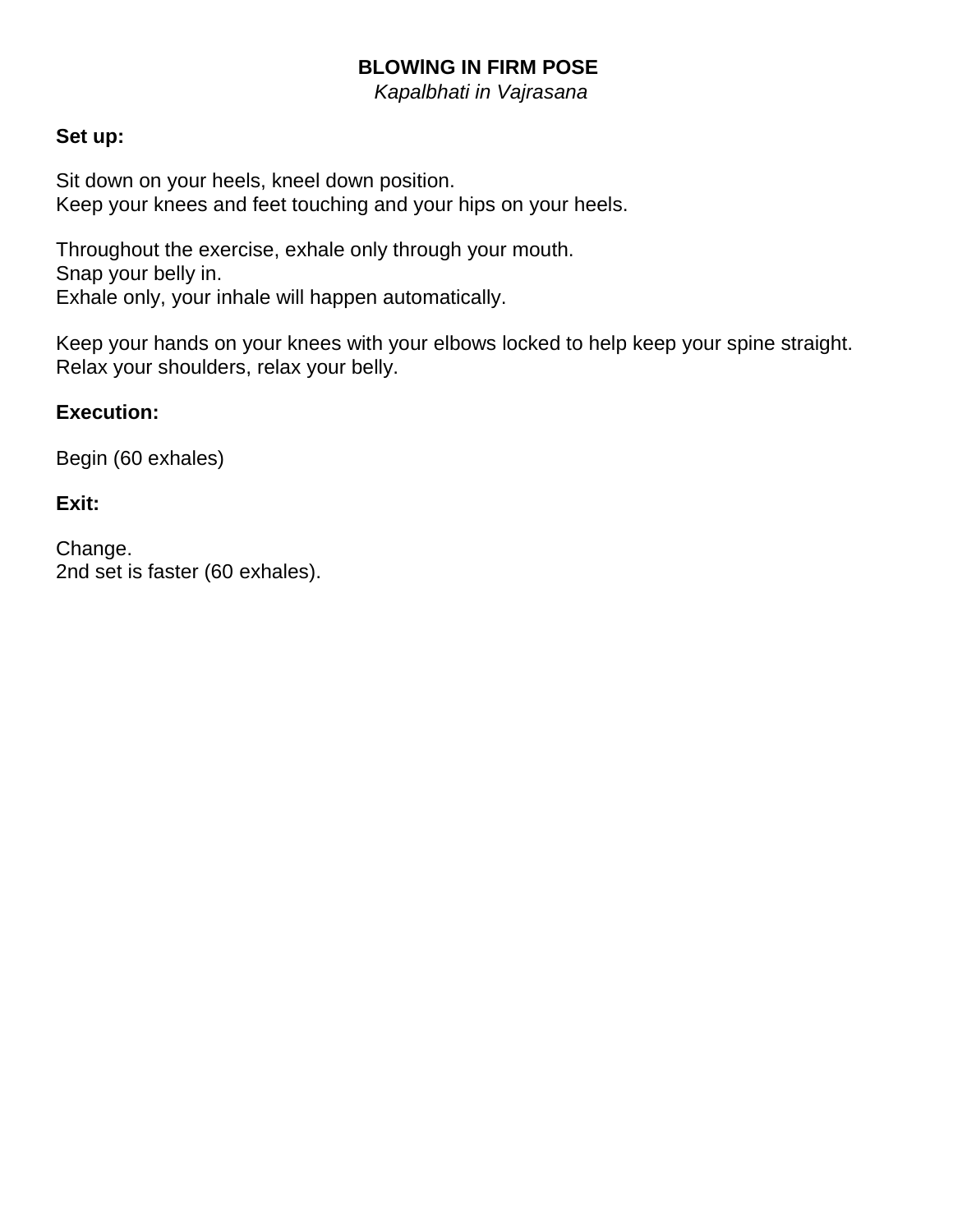# BLOWING IN FIRM POSE

*Kapalbhati in Vajrasana*

**Set up:**

Sit down on your heels, kneel down position.
Keep your knees and feet touching and your hips on your heels.

Throughout the exercise, exhale only through your mouth.
Snap your belly in.
Exhale only, your inhale will happen automatically.

Keep your hands on your knees with your elbows locked to help keep your spine straight.
Relax your shoulders, relax your belly.

**Execution:**

Begin (60 exhales)

**Exit:**

Change.
2nd set is faster (60 exhales).